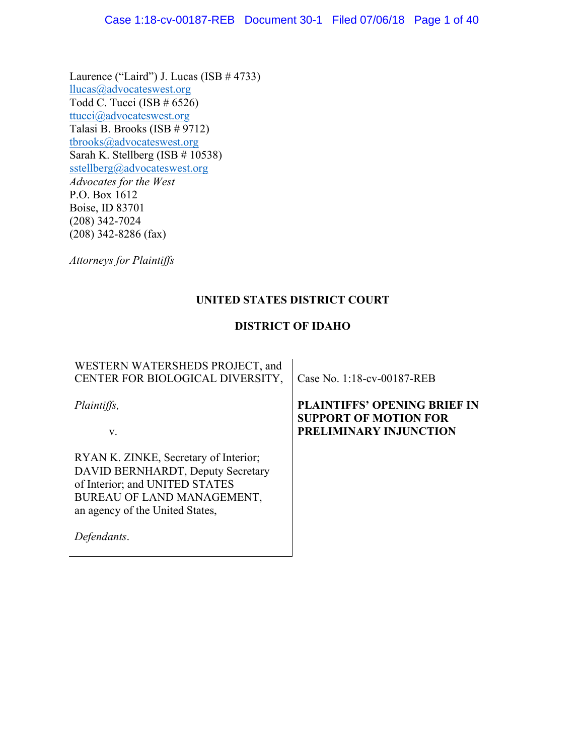Laurence ("Laird") J. Lucas (ISB # 4733)
llucas@advocateswest.org
Todd C. Tucci (ISB # 6526)
ttucci@advocateswest.org
Talasi B. Brooks (ISB # 9712)
tbrooks@advocateswest.org
Sarah K. Stellberg (ISB # 10538)
sstellberg@advocateswest.org
*Advocates for the West*
P.O. Box 1612
Boise, ID 83701
(208) 342-7024
(208) 342-8286 (fax)

*Attorneys for Plaintiffs*

**UNITED STATES DISTRICT COURT**

**DISTRICT OF IDAHO**

| | |
|---|---|
| WESTERN WATERSHEDS PROJECT, and CENTER FOR BIOLOGICAL DIVERSITY,<br><br>*Plaintiffs,*<br><br>v.<br><br>RYAN K. ZINKE, Secretary of Interior; DAVID BERNHARDT, Deputy Secretary of Interior; and UNITED STATES BUREAU OF LAND MANAGEMENT, an agency of the United States,<br><br>*Defendants*. | Case No. 1:18-cv-00187-REB<br><br>**PLAINTIFFS' OPENING BRIEF IN SUPPORT OF MOTION FOR PRELIMINARY INJUNCTION** |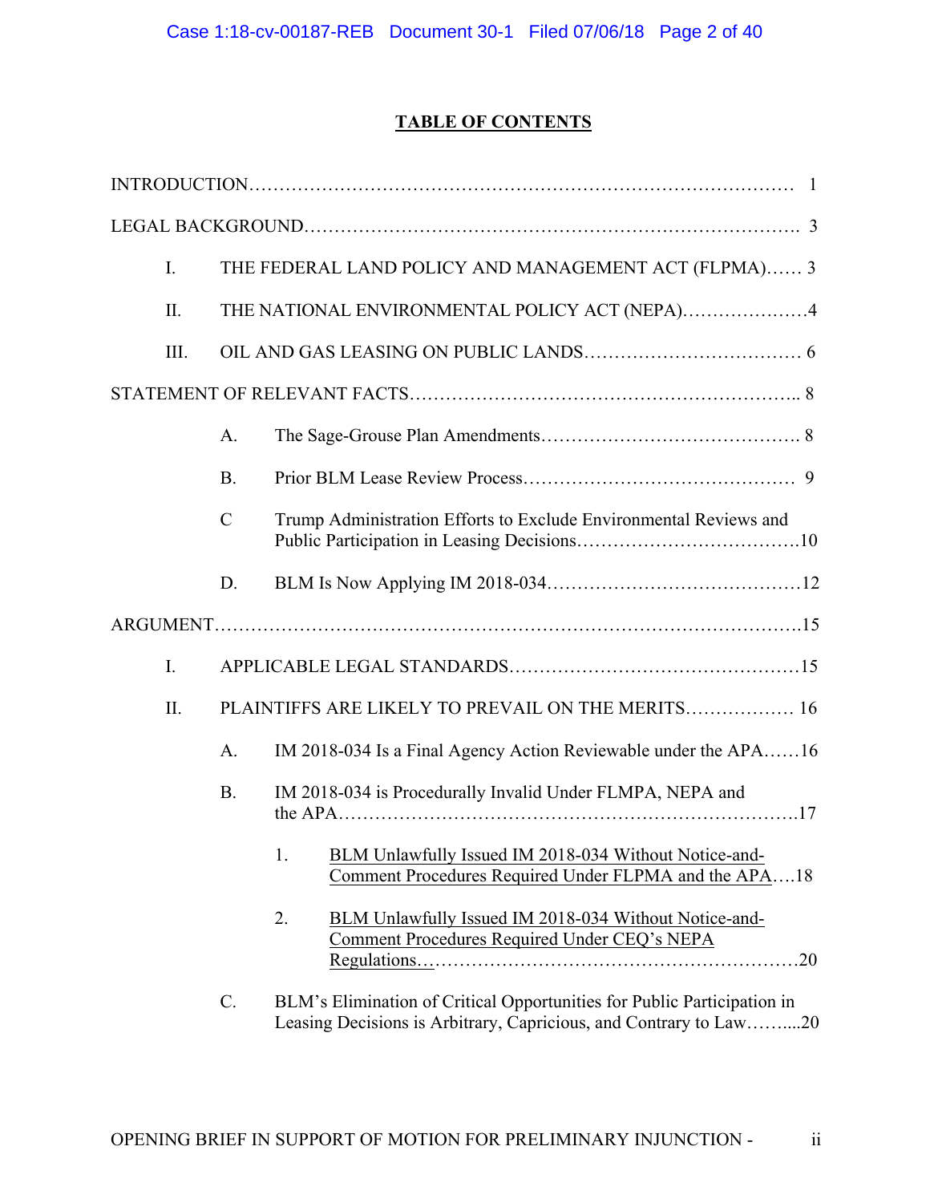# TABLE OF CONTENTS

INTRODUCTION……………………………………………………………………………… 1

LEGAL BACKGROUND…………………………………………………………………… 3

- I. THE FEDERAL LAND POLICY AND MANAGEMENT ACT (FLPMA)…… 3
- II. THE NATIONAL ENVIRONMENTAL POLICY ACT (NEPA)…………………4
- III. OIL AND GAS LEASING ON PUBLIC LANDS……………………………… 6

STATEMENT OF RELEVANT FACTS……………………………………………………….. 8

- A. The Sage-Grouse Plan Amendments……………………………………. 8
- B. Prior BLM Lease Review Process……………………………………… 9
- C Trump Administration Efforts to Exclude Environmental Reviews and Public Participation in Leasing Decisions……………………………….10
- D. BLM Is Now Applying IM 2018-034……………………………………12

ARGUMENT………………………………………………………………………………….15

- I. APPLICABLE LEGAL STANDARDS…………………………………………15
- II. PLAINTIFFS ARE LIKELY TO PREVAIL ON THE MERITS……………… 16
  - A. IM 2018-034 Is a Final Agency Action Reviewable under the APA……16
  - B. IM 2018-034 is Procedurally Invalid Under FLMPA, NEPA and the APA…………………………………………………………………….17
    - 1. BLM Unlawfully Issued IM 2018-034 Without Notice-and-Comment Procedures Required Under FLPMA and the APA….18
    - 2. BLM Unlawfully Issued IM 2018-034 Without Notice-and-Comment Procedures Required Under CEQ's NEPA Regulations…………………………………………………………20
  - C. BLM's Elimination of Critical Opportunities for Public Participation in Leasing Decisions is Arbitrary, Capricious, and Contrary to Law……...20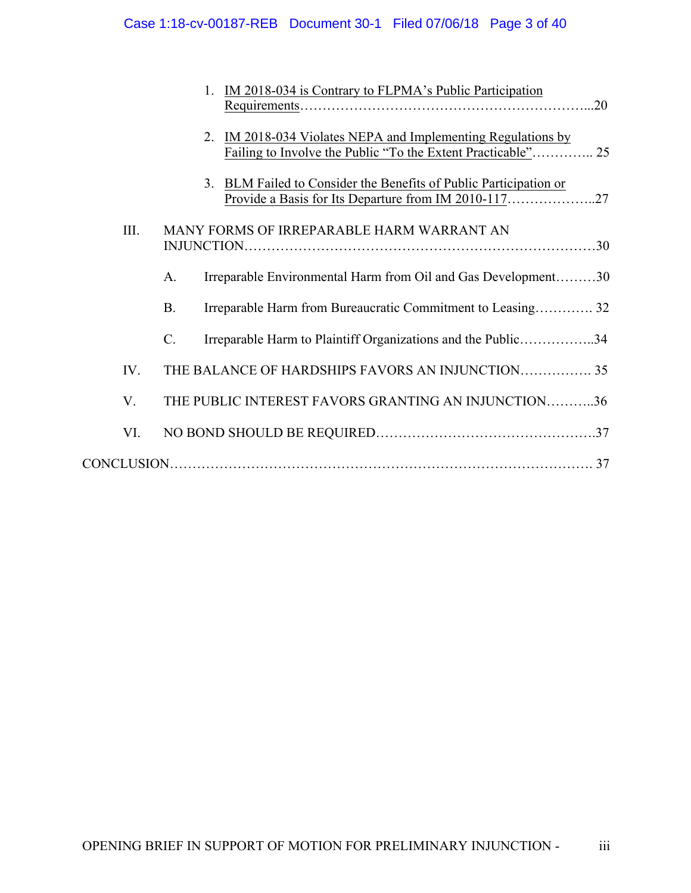1. IM 2018-034 is Contrary to FLPMA's Public Participation Requirements……………………………………………………...20

2. IM 2018-034 Violates NEPA and Implementing Regulations by Failing to Involve the Public "To the Extent Practicable"………….. 25

3. BLM Failed to Consider the Benefits of Public Participation or Provide a Basis for Its Departure from IM 2010-117………………..27

III. MANY FORMS OF IRREPARABLE HARM WARRANT AN INJUNCTION…………………………………………………………………30

A. Irreparable Environmental Harm from Oil and Gas Development………30

B. Irreparable Harm from Bureaucratic Commitment to Leasing…………. 32

C. Irreparable Harm to Plaintiff Organizations and the Public……………..34

IV. THE BALANCE OF HARDSHIPS FAVORS AN INJUNCTION……………. 35

V. THE PUBLIC INTEREST FAVORS GRANTING AN INJUNCTION………..36

VI. NO BOND SHOULD BE REQUIRED……………………………………….37

CONCLUSION……………………………………………………………………………. 37

OPENING BRIEF IN SUPPORT OF MOTION FOR PRELIMINARY INJUNCTION -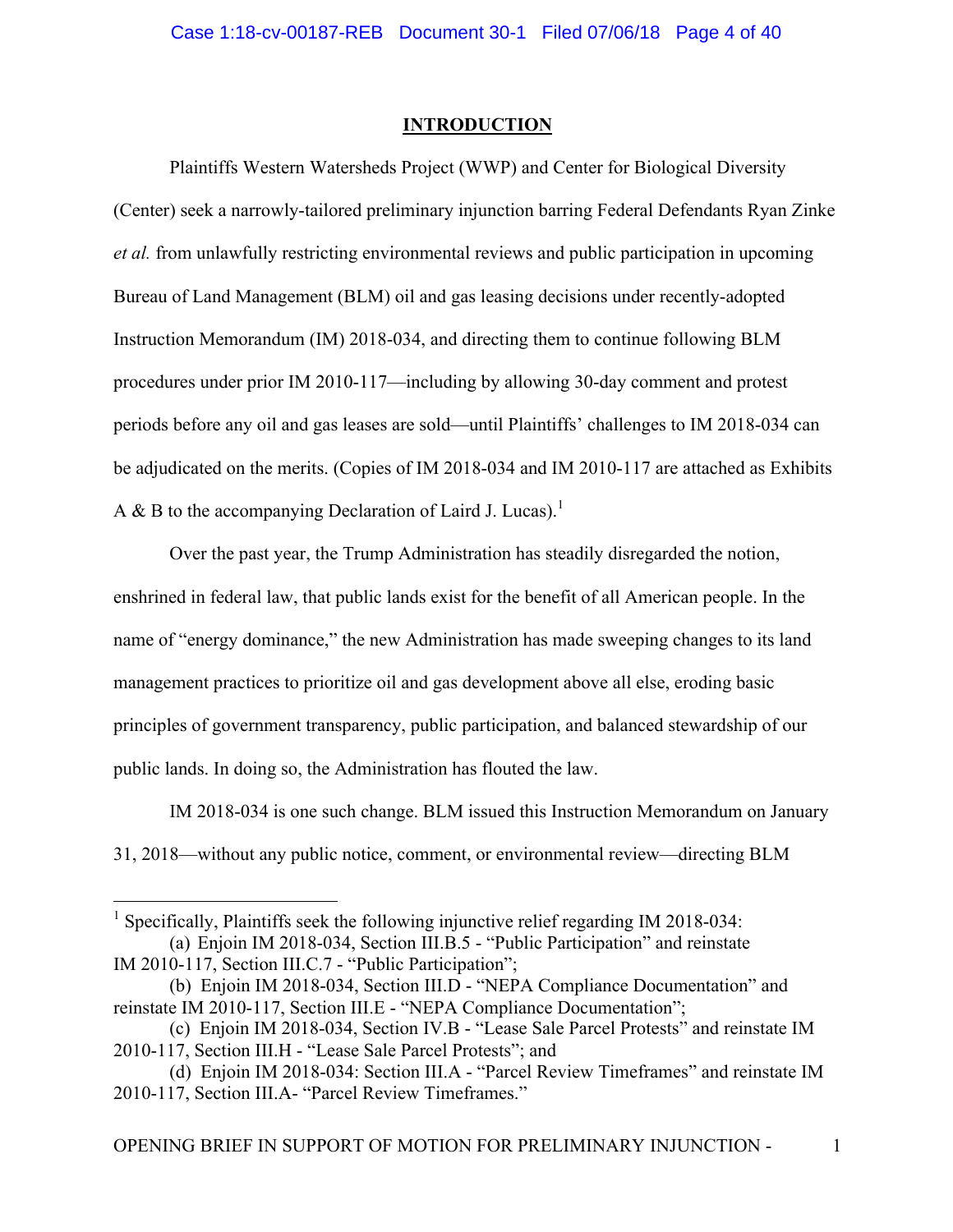## INTRODUCTION

Plaintiffs Western Watersheds Project (WWP) and Center for Biological Diversity (Center) seek a narrowly-tailored preliminary injunction barring Federal Defendants Ryan Zinke *et al.* from unlawfully restricting environmental reviews and public participation in upcoming Bureau of Land Management (BLM) oil and gas leasing decisions under recently-adopted Instruction Memorandum (IM) 2018-034, and directing them to continue following BLM procedures under prior IM 2010-117—including by allowing 30-day comment and protest periods before any oil and gas leases are sold—until Plaintiffs' challenges to IM 2018-034 can be adjudicated on the merits. (Copies of IM 2018-034 and IM 2010-117 are attached as Exhibits A & B to the accompanying Declaration of Laird J. Lucas).[1]

Over the past year, the Trump Administration has steadily disregarded the notion, enshrined in federal law, that public lands exist for the benefit of all American people. In the name of "energy dominance," the new Administration has made sweeping changes to its land management practices to prioritize oil and gas development above all else, eroding basic principles of government transparency, public participation, and balanced stewardship of our public lands. In doing so, the Administration has flouted the law.

IM 2018-034 is one such change. BLM issued this Instruction Memorandum on January 31, 2018—without any public notice, comment, or environmental review—directing BLM

---

[1] Specifically, Plaintiffs seek the following injunctive relief regarding IM 2018-034:

(a) Enjoin IM 2018-034, Section III.B.5 - "Public Participation" and reinstate IM 2010-117, Section III.C.7 - "Public Participation";

(b) Enjoin IM 2018-034, Section III.D - "NEPA Compliance Documentation" and reinstate IM 2010-117, Section III.E - "NEPA Compliance Documentation";

(c) Enjoin IM 2018-034, Section IV.B - "Lease Sale Parcel Protests" and reinstate IM 2010-117, Section III.H - "Lease Sale Parcel Protests"; and

(d) Enjoin IM 2018-034: Section III.A - "Parcel Review Timeframes" and reinstate IM 2010-117, Section III.A- "Parcel Review Timeframes."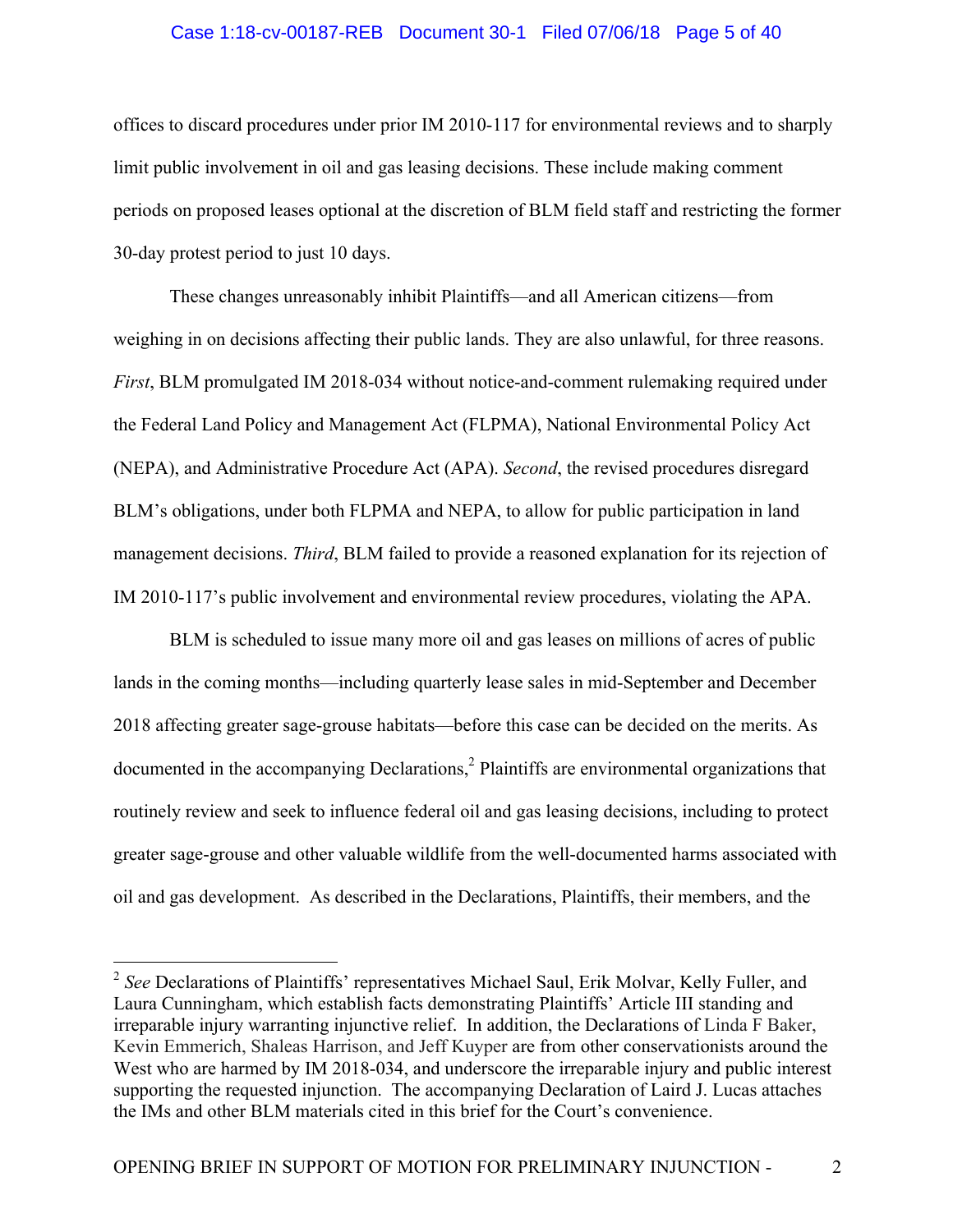offices to discard procedures under prior IM 2010-117 for environmental reviews and to sharply limit public involvement in oil and gas leasing decisions. These include making comment periods on proposed leases optional at the discretion of BLM field staff and restricting the former 30-day protest period to just 10 days.

These changes unreasonably inhibit Plaintiffs—and all American citizens—from weighing in on decisions affecting their public lands. They are also unlawful, for three reasons. *First*, BLM promulgated IM 2018-034 without notice-and-comment rulemaking required under the Federal Land Policy and Management Act (FLPMA), National Environmental Policy Act (NEPA), and Administrative Procedure Act (APA). *Second*, the revised procedures disregard BLM's obligations, under both FLPMA and NEPA, to allow for public participation in land management decisions. *Third*, BLM failed to provide a reasoned explanation for its rejection of IM 2010-117's public involvement and environmental review procedures, violating the APA.

BLM is scheduled to issue many more oil and gas leases on millions of acres of public lands in the coming months—including quarterly lease sales in mid-September and December 2018 affecting greater sage-grouse habitats—before this case can be decided on the merits. As documented in the accompanying Declarations,[2] Plaintiffs are environmental organizations that routinely review and seek to influence federal oil and gas leasing decisions, including to protect greater sage-grouse and other valuable wildlife from the well-documented harms associated with oil and gas development. As described in the Declarations, Plaintiffs, their members, and the

---

[2] *See* Declarations of Plaintiffs' representatives Michael Saul, Erik Molvar, Kelly Fuller, and Laura Cunningham, which establish facts demonstrating Plaintiffs' Article III standing and irreparable injury warranting injunctive relief. In addition, the Declarations of Linda F Baker, Kevin Emmerich, Shaleas Harrison, and Jeff Kuyper are from other conservationists around the West who are harmed by IM 2018-034, and underscore the irreparable injury and public interest supporting the requested injunction. The accompanying Declaration of Laird J. Lucas attaches the IMs and other BLM materials cited in this brief for the Court's convenience.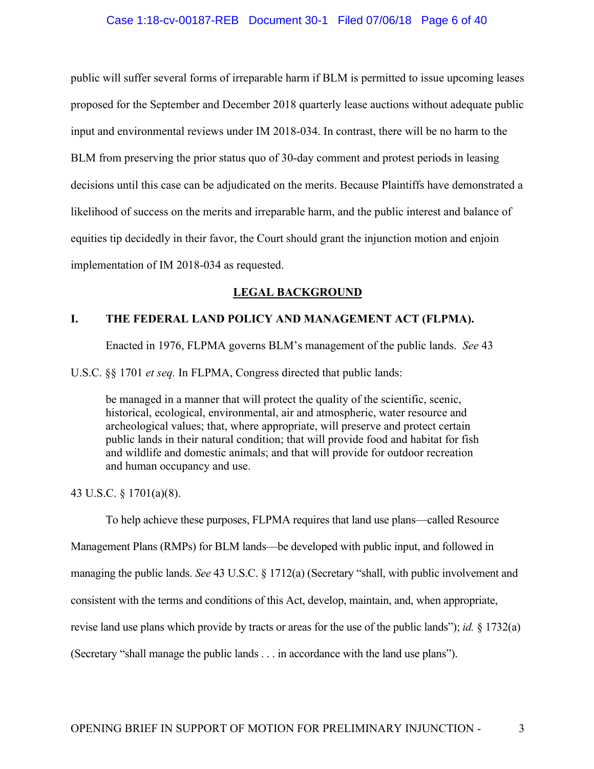public will suffer several forms of irreparable harm if BLM is permitted to issue upcoming leases proposed for the September and December 2018 quarterly lease auctions without adequate public input and environmental reviews under IM 2018-034. In contrast, there will be no harm to the BLM from preserving the prior status quo of 30-day comment and protest periods in leasing decisions until this case can be adjudicated on the merits. Because Plaintiffs have demonstrated a likelihood of success on the merits and irreparable harm, and the public interest and balance of equities tip decidedly in their favor, the Court should grant the injunction motion and enjoin implementation of IM 2018-034 as requested.

## LEGAL BACKGROUND

### I. THE FEDERAL LAND POLICY AND MANAGEMENT ACT (FLPMA).

Enacted in 1976, FLPMA governs BLM's management of the public lands. *See* 43 U.S.C. §§ 1701 *et seq.* In FLPMA, Congress directed that public lands:

> be managed in a manner that will protect the quality of the scientific, scenic, historical, ecological, environmental, air and atmospheric, water resource and archeological values; that, where appropriate, will preserve and protect certain public lands in their natural condition; that will provide food and habitat for fish and wildlife and domestic animals; and that will provide for outdoor recreation and human occupancy and use.

43 U.S.C. § 1701(a)(8).

To help achieve these purposes, FLPMA requires that land use plans—called Resource Management Plans (RMPs) for BLM lands—be developed with public input, and followed in managing the public lands. *See* 43 U.S.C. § 1712(a) (Secretary "shall, with public involvement and consistent with the terms and conditions of this Act, develop, maintain, and, when appropriate, revise land use plans which provide by tracts or areas for the use of the public lands"); *id.* § 1732(a) (Secretary "shall manage the public lands . . . in accordance with the land use plans").

OPENING BRIEF IN SUPPORT OF MOTION FOR PRELIMINARY INJUNCTION -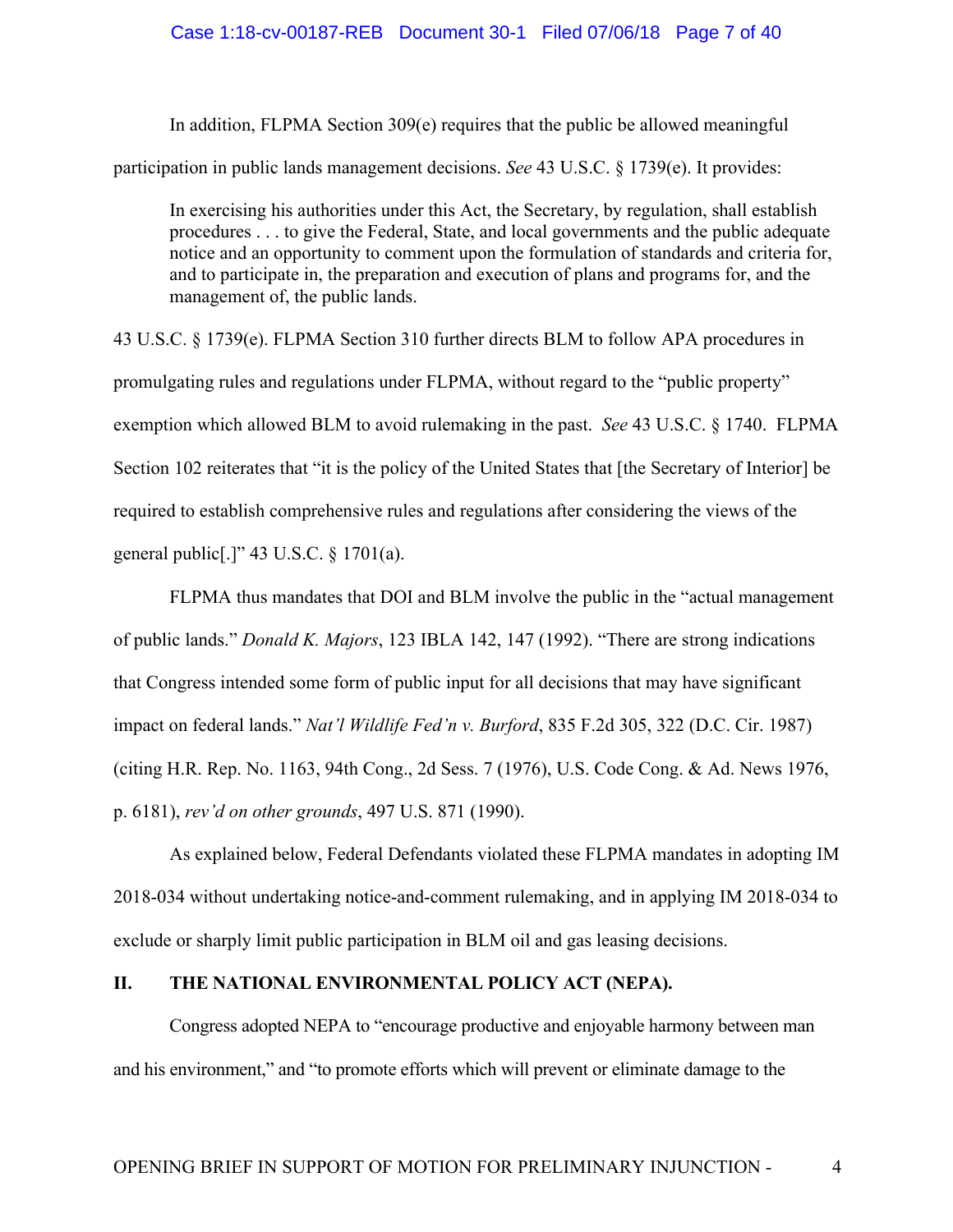In addition, FLPMA Section 309(e) requires that the public be allowed meaningful participation in public lands management decisions. *See* 43 U.S.C. § 1739(e). It provides:

> In exercising his authorities under this Act, the Secretary, by regulation, shall establish procedures . . . to give the Federal, State, and local governments and the public adequate notice and an opportunity to comment upon the formulation of standards and criteria for, and to participate in, the preparation and execution of plans and programs for, and the management of, the public lands.

43 U.S.C. § 1739(e). FLPMA Section 310 further directs BLM to follow APA procedures in promulgating rules and regulations under FLPMA, without regard to the "public property" exemption which allowed BLM to avoid rulemaking in the past. *See* 43 U.S.C. § 1740. FLPMA Section 102 reiterates that "it is the policy of the United States that [the Secretary of Interior] be required to establish comprehensive rules and regulations after considering the views of the general public[.]" 43 U.S.C. § 1701(a).

FLPMA thus mandates that DOI and BLM involve the public in the "actual management of public lands." *Donald K. Majors*, 123 IBLA 142, 147 (1992). "There are strong indications that Congress intended some form of public input for all decisions that may have significant impact on federal lands." *Nat'l Wildlife Fed'n v. Burford*, 835 F.2d 305, 322 (D.C. Cir. 1987) (citing H.R. Rep. No. 1163, 94th Cong., 2d Sess. 7 (1976), U.S. Code Cong. & Ad. News 1976, p. 6181), *rev'd on other grounds*, 497 U.S. 871 (1990).

As explained below, Federal Defendants violated these FLPMA mandates in adopting IM 2018-034 without undertaking notice-and-comment rulemaking, and in applying IM 2018-034 to exclude or sharply limit public participation in BLM oil and gas leasing decisions.

## II. THE NATIONAL ENVIRONMENTAL POLICY ACT (NEPA).

Congress adopted NEPA to "encourage productive and enjoyable harmony between man and his environment," and "to promote efforts which will prevent or eliminate damage to the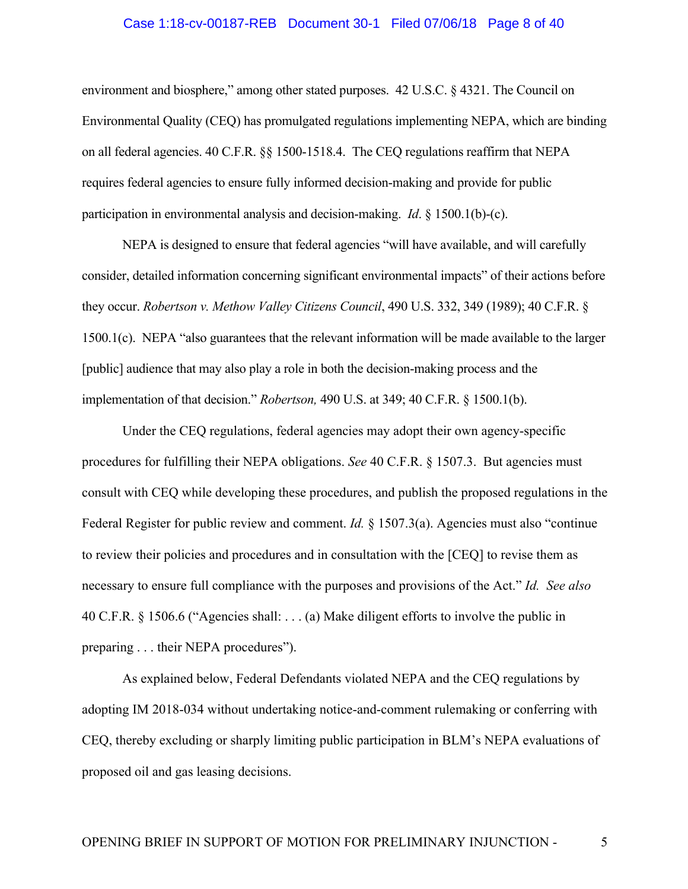environment and biosphere," among other stated purposes. 42 U.S.C. § 4321. The Council on Environmental Quality (CEQ) has promulgated regulations implementing NEPA, which are binding on all federal agencies. 40 C.F.R. §§ 1500-1518.4. The CEQ regulations reaffirm that NEPA requires federal agencies to ensure fully informed decision-making and provide for public participation in environmental analysis and decision-making. *Id*. § 1500.1(b)-(c).

NEPA is designed to ensure that federal agencies "will have available, and will carefully consider, detailed information concerning significant environmental impacts" of their actions before they occur. *Robertson v. Methow Valley Citizens Council*, 490 U.S. 332, 349 (1989); 40 C.F.R. § 1500.1(c). NEPA "also guarantees that the relevant information will be made available to the larger [public] audience that may also play a role in both the decision-making process and the implementation of that decision." *Robertson,* 490 U.S. at 349; 40 C.F.R. § 1500.1(b).

Under the CEQ regulations, federal agencies may adopt their own agency-specific procedures for fulfilling their NEPA obligations. *See* 40 C.F.R. § 1507.3. But agencies must consult with CEQ while developing these procedures, and publish the proposed regulations in the Federal Register for public review and comment. *Id.* § 1507.3(a). Agencies must also "continue to review their policies and procedures and in consultation with the [CEQ] to revise them as necessary to ensure full compliance with the purposes and provisions of the Act." *Id. See also* 40 C.F.R. § 1506.6 ("Agencies shall: . . . (a) Make diligent efforts to involve the public in preparing . . . their NEPA procedures").

As explained below, Federal Defendants violated NEPA and the CEQ regulations by adopting IM 2018-034 without undertaking notice-and-comment rulemaking or conferring with CEQ, thereby excluding or sharply limiting public participation in BLM's NEPA evaluations of proposed oil and gas leasing decisions.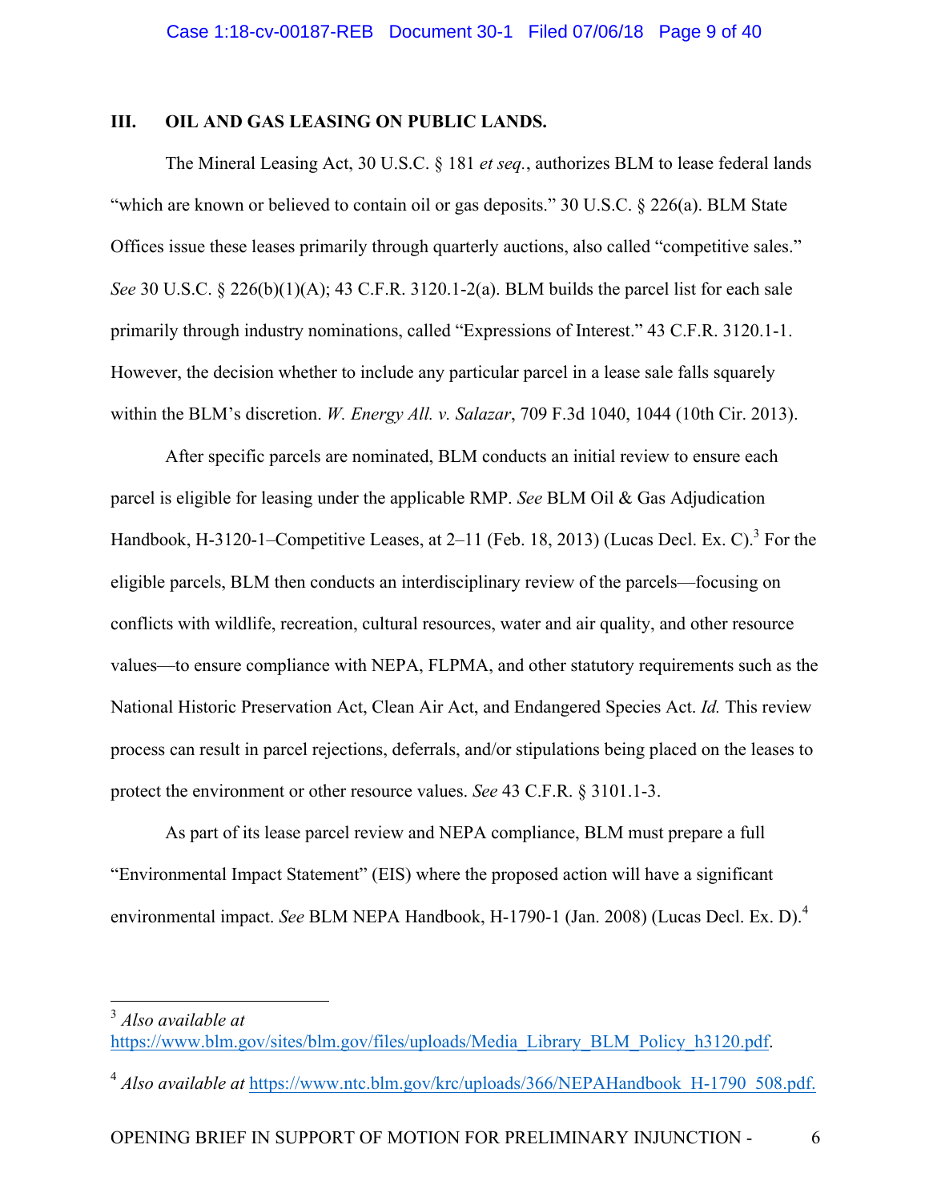## III. OIL AND GAS LEASING ON PUBLIC LANDS.

The Mineral Leasing Act, 30 U.S.C. § 181 *et seq.*, authorizes BLM to lease federal lands "which are known or believed to contain oil or gas deposits." 30 U.S.C. § 226(a). BLM State Offices issue these leases primarily through quarterly auctions, also called "competitive sales." *See* 30 U.S.C. § 226(b)(1)(A); 43 C.F.R. 3120.1-2(a). BLM builds the parcel list for each sale primarily through industry nominations, called "Expressions of Interest." 43 C.F.R. 3120.1-1. However, the decision whether to include any particular parcel in a lease sale falls squarely within the BLM's discretion. *W. Energy All. v. Salazar*, 709 F.3d 1040, 1044 (10th Cir. 2013).

After specific parcels are nominated, BLM conducts an initial review to ensure each parcel is eligible for leasing under the applicable RMP. *See* BLM Oil & Gas Adjudication Handbook, H-3120-1–Competitive Leases, at 2–11 (Feb. 18, 2013) (Lucas Decl. Ex. C).[3] For the eligible parcels, BLM then conducts an interdisciplinary review of the parcels—focusing on conflicts with wildlife, recreation, cultural resources, water and air quality, and other resource values—to ensure compliance with NEPA, FLPMA, and other statutory requirements such as the National Historic Preservation Act, Clean Air Act, and Endangered Species Act. *Id.* This review process can result in parcel rejections, deferrals, and/or stipulations being placed on the leases to protect the environment or other resource values. *See* 43 C.F.R. § 3101.1-3.

As part of its lease parcel review and NEPA compliance, BLM must prepare a full "Environmental Impact Statement" (EIS) where the proposed action will have a significant environmental impact. *See* BLM NEPA Handbook, H-1790-1 (Jan. 2008) (Lucas Decl. Ex. D).[4]

---

[3] *Also available at* https://www.blm.gov/sites/blm.gov/files/uploads/Media_Library_BLM_Policy_h3120.pdf.

[4] *Also available at* https://www.ntc.blm.gov/krc/uploads/366/NEPAHandbook_H-1790_508.pdf.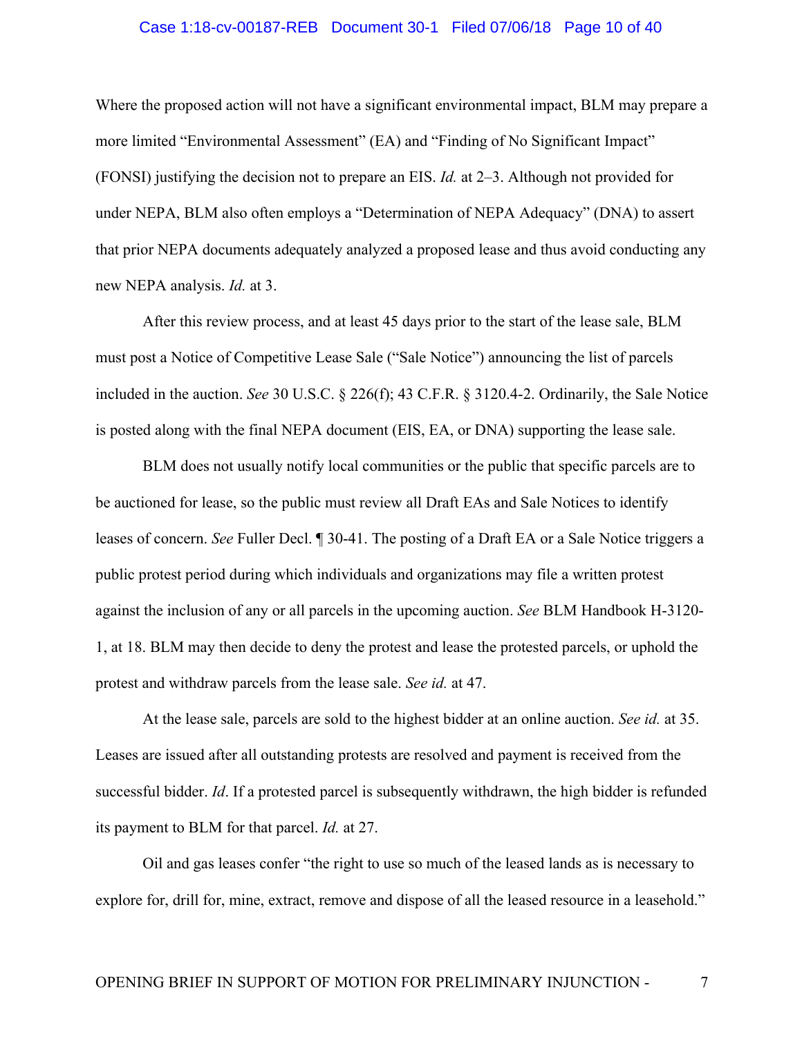Where the proposed action will not have a significant environmental impact, BLM may prepare a more limited "Environmental Assessment" (EA) and "Finding of No Significant Impact" (FONSI) justifying the decision not to prepare an EIS. *Id.* at 2–3. Although not provided for under NEPA, BLM also often employs a "Determination of NEPA Adequacy" (DNA) to assert that prior NEPA documents adequately analyzed a proposed lease and thus avoid conducting any new NEPA analysis. *Id.* at 3.

After this review process, and at least 45 days prior to the start of the lease sale, BLM must post a Notice of Competitive Lease Sale ("Sale Notice") announcing the list of parcels included in the auction. *See* 30 U.S.C. § 226(f); 43 C.F.R. § 3120.4-2. Ordinarily, the Sale Notice is posted along with the final NEPA document (EIS, EA, or DNA) supporting the lease sale.

BLM does not usually notify local communities or the public that specific parcels are to be auctioned for lease, so the public must review all Draft EAs and Sale Notices to identify leases of concern. *See* Fuller Decl. ¶ 30-41. The posting of a Draft EA or a Sale Notice triggers a public protest period during which individuals and organizations may file a written protest against the inclusion of any or all parcels in the upcoming auction. *See* BLM Handbook H-3120-1, at 18. BLM may then decide to deny the protest and lease the protested parcels, or uphold the protest and withdraw parcels from the lease sale. *See id.* at 47.

At the lease sale, parcels are sold to the highest bidder at an online auction. *See id.* at 35. Leases are issued after all outstanding protests are resolved and payment is received from the successful bidder. *Id*. If a protested parcel is subsequently withdrawn, the high bidder is refunded its payment to BLM for that parcel. *Id.* at 27.

Oil and gas leases confer "the right to use so much of the leased lands as is necessary to explore for, drill for, mine, extract, remove and dispose of all the leased resource in a leasehold."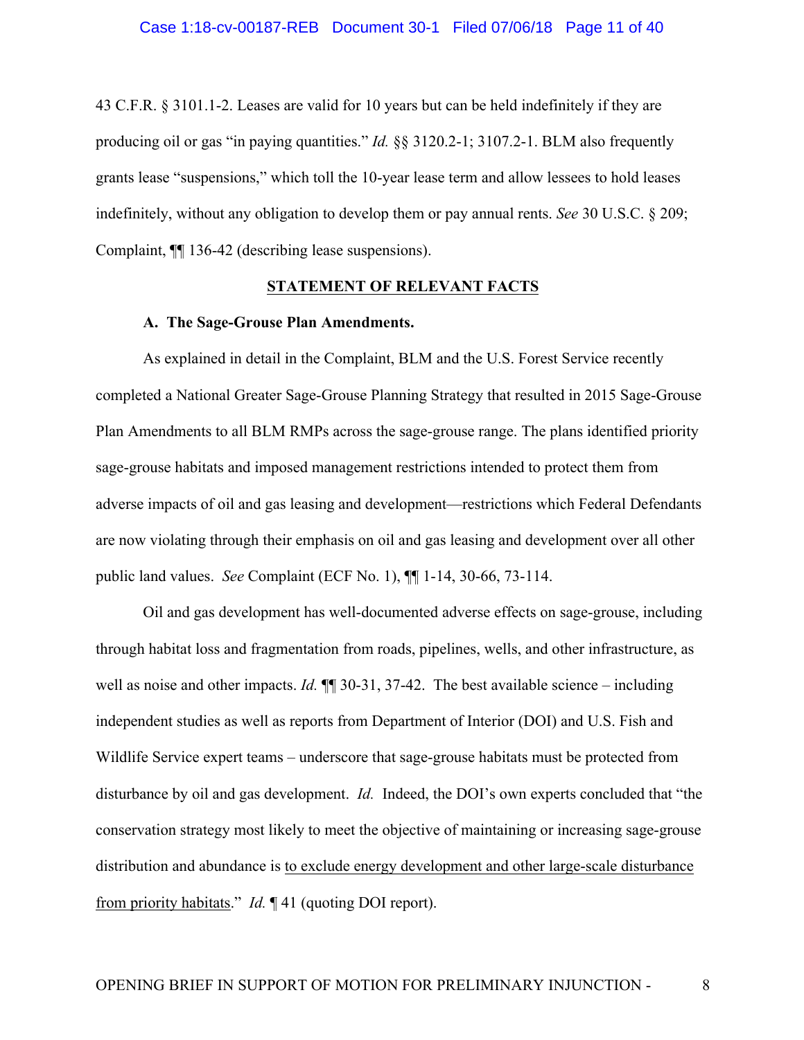43 C.F.R. § 3101.1-2. Leases are valid for 10 years but can be held indefinitely if they are producing oil or gas "in paying quantities." *Id.* §§ 3120.2-1; 3107.2-1. BLM also frequently grants lease "suspensions," which toll the 10-year lease term and allow lessees to hold leases indefinitely, without any obligation to develop them or pay annual rents. *See* 30 U.S.C. § 209; Complaint, ¶¶ 136-42 (describing lease suspensions).

## STATEMENT OF RELEVANT FACTS

### A. The Sage-Grouse Plan Amendments.

As explained in detail in the Complaint, BLM and the U.S. Forest Service recently completed a National Greater Sage-Grouse Planning Strategy that resulted in 2015 Sage-Grouse Plan Amendments to all BLM RMPs across the sage-grouse range. The plans identified priority sage-grouse habitats and imposed management restrictions intended to protect them from adverse impacts of oil and gas leasing and development—restrictions which Federal Defendants are now violating through their emphasis on oil and gas leasing and development over all other public land values. *See* Complaint (ECF No. 1), ¶¶ 1-14, 30-66, 73-114.

Oil and gas development has well-documented adverse effects on sage-grouse, including through habitat loss and fragmentation from roads, pipelines, wells, and other infrastructure, as well as noise and other impacts. *Id.* ¶¶ 30-31, 37-42. The best available science – including independent studies as well as reports from Department of Interior (DOI) and U.S. Fish and Wildlife Service expert teams – underscore that sage-grouse habitats must be protected from disturbance by oil and gas development. *Id.* Indeed, the DOI's own experts concluded that "the conservation strategy most likely to meet the objective of maintaining or increasing sage-grouse distribution and abundance is <u>to exclude energy development and other large-scale disturbance from priority habitats</u>." *Id.* ¶ 41 (quoting DOI report).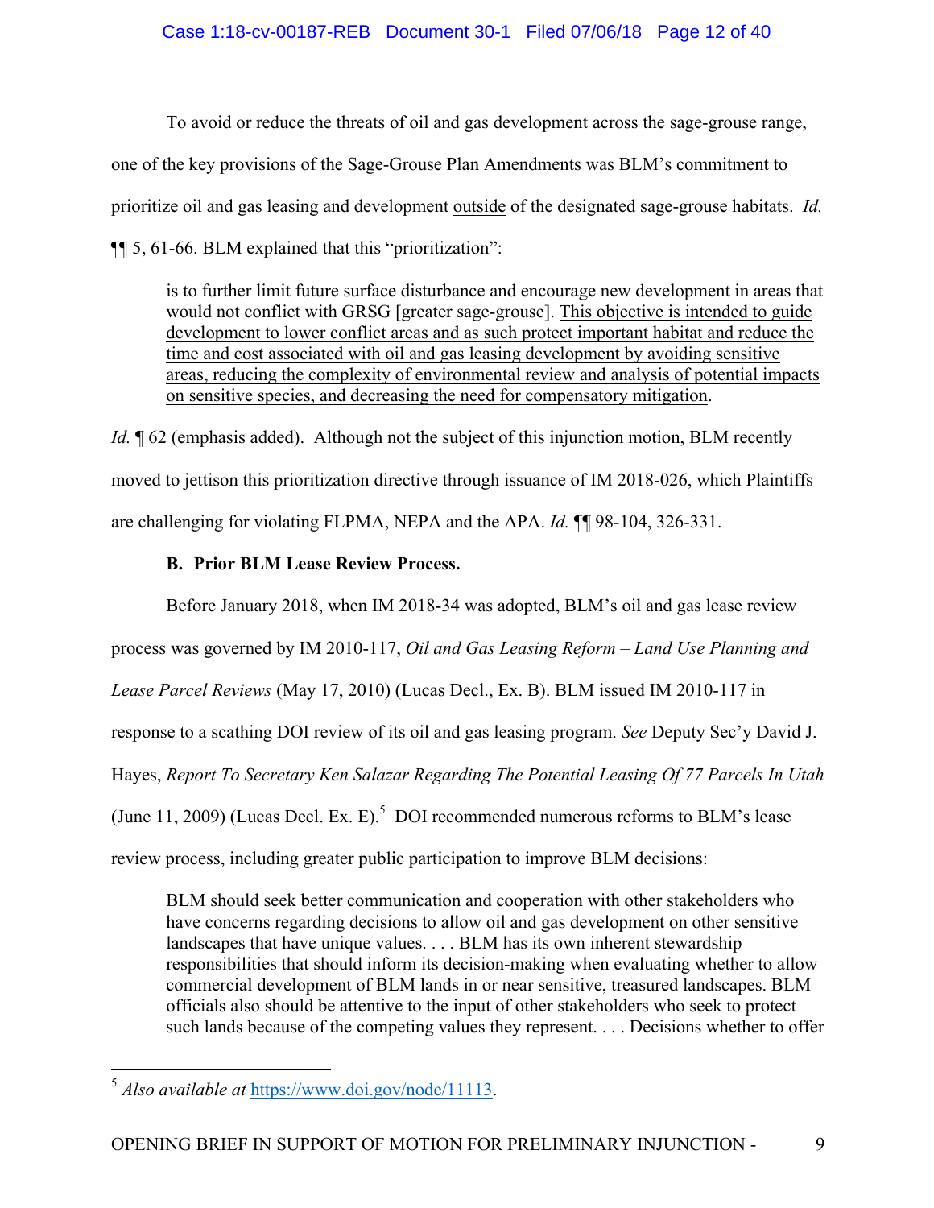To avoid or reduce the threats of oil and gas development across the sage-grouse range, one of the key provisions of the Sage-Grouse Plan Amendments was BLM's commitment to prioritize oil and gas leasing and development <u>outside</u> of the designated sage-grouse habitats. *Id.* ¶¶ 5, 61-66. BLM explained that this "prioritization":

> is to further limit future surface disturbance and encourage new development in areas that would not conflict with GRSG [greater sage-grouse]. <u>This objective is intended to guide development to lower conflict areas and as such protect important habitat and reduce the time and cost associated with oil and gas leasing development by avoiding sensitive areas, reducing the complexity of environmental review and analysis of potential impacts on sensitive species, and decreasing the need for compensatory mitigation</u>.

*Id.* ¶ 62 (emphasis added). Although not the subject of this injunction motion, BLM recently moved to jettison this prioritization directive through issuance of IM 2018-026, which Plaintiffs are challenging for violating FLPMA, NEPA and the APA. *Id.* ¶¶ 98-104, 326-331.

**B. Prior BLM Lease Review Process.**

Before January 2018, when IM 2018-34 was adopted, BLM's oil and gas lease review process was governed by IM 2010-117, *Oil and Gas Leasing Reform – Land Use Planning and Lease Parcel Reviews* (May 17, 2010) (Lucas Decl., Ex. B). BLM issued IM 2010-117 in response to a scathing DOI review of its oil and gas leasing program. *See* Deputy Sec'y David J. Hayes, *Report To Secretary Ken Salazar Regarding The Potential Leasing Of 77 Parcels In Utah* (June 11, 2009) (Lucas Decl. Ex. E).[5] DOI recommended numerous reforms to BLM's lease review process, including greater public participation to improve BLM decisions:

> BLM should seek better communication and cooperation with other stakeholders who have concerns regarding decisions to allow oil and gas development on other sensitive landscapes that have unique values. . . . BLM has its own inherent stewardship responsibilities that should inform its decision-making when evaluating whether to allow commercial development of BLM lands in or near sensitive, treasured landscapes. BLM officials also should be attentive to the input of other stakeholders who seek to protect such lands because of the competing values they represent. . . . Decisions whether to offer

---

[5] *Also available at* https://www.doi.gov/node/11113.

OPENING BRIEF IN SUPPORT OF MOTION FOR PRELIMINARY INJUNCTION -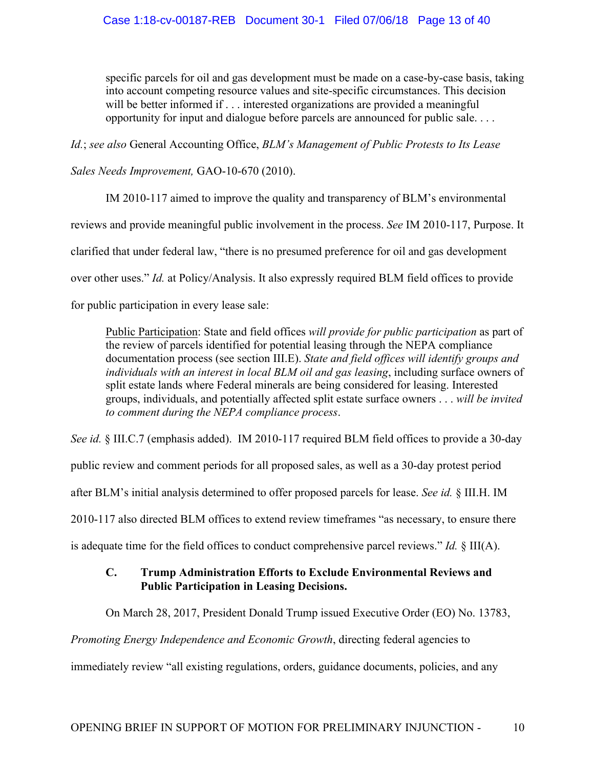> specific parcels for oil and gas development must be made on a case-by-case basis, taking into account competing resource values and site-specific circumstances. This decision will be better informed if . . . interested organizations are provided a meaningful opportunity for input and dialogue before parcels are announced for public sale. . . .

*Id.*; *see also* General Accounting Office, *BLM's Management of Public Protests to Its Lease Sales Needs Improvement,* GAO-10-670 (2010).

IM 2010-117 aimed to improve the quality and transparency of BLM's environmental reviews and provide meaningful public involvement in the process. *See* IM 2010-117, Purpose. It clarified that under federal law, "there is no presumed preference for oil and gas development over other uses." *Id.* at Policy/Analysis. It also expressly required BLM field offices to provide for public participation in every lease sale:

> <u>Public Participation</u>: State and field offices *will provide for public participation* as part of the review of parcels identified for potential leasing through the NEPA compliance documentation process (see section III.E). *State and field offices will identify groups and individuals with an interest in local BLM oil and gas leasing*, including surface owners of split estate lands where Federal minerals are being considered for leasing. Interested groups, individuals, and potentially affected split estate surface owners . . . *will be invited to comment during the NEPA compliance process*.

*See id.* § III.C.7 (emphasis added). IM 2010-117 required BLM field offices to provide a 30-day public review and comment periods for all proposed sales, as well as a 30-day protest period after BLM's initial analysis determined to offer proposed parcels for lease. *See id.* § III.H. IM 2010-117 also directed BLM offices to extend review timeframes "as necessary, to ensure there is adequate time for the field offices to conduct comprehensive parcel reviews." *Id.* § III(A).

### C. Trump Administration Efforts to Exclude Environmental Reviews and Public Participation in Leasing Decisions.

On March 28, 2017, President Donald Trump issued Executive Order (EO) No. 13783, *Promoting Energy Independence and Economic Growth*, directing federal agencies to immediately review "all existing regulations, orders, guidance documents, policies, and any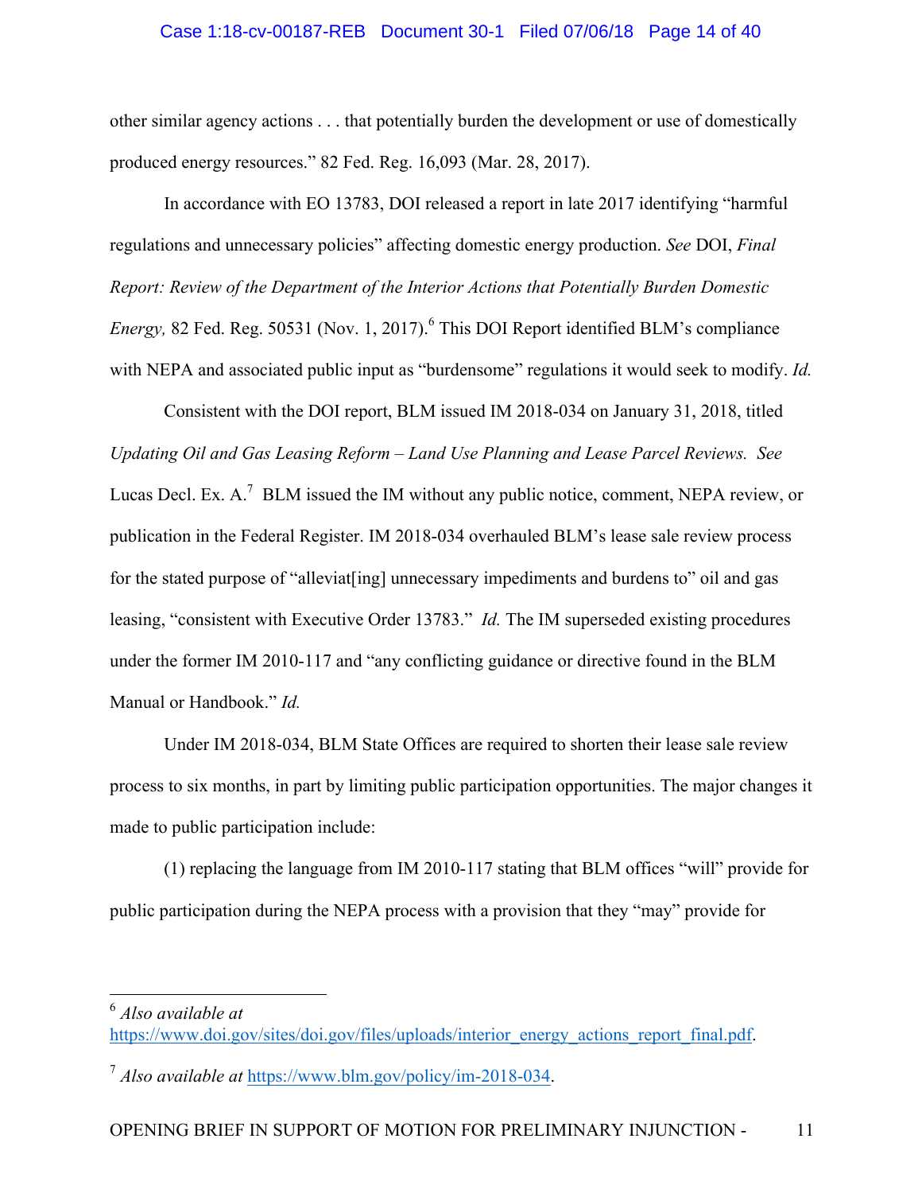other similar agency actions . . . that potentially burden the development or use of domestically produced energy resources." 82 Fed. Reg. 16,093 (Mar. 28, 2017).

In accordance with EO 13783, DOI released a report in late 2017 identifying "harmful regulations and unnecessary policies" affecting domestic energy production. *See* DOI, *Final Report: Review of the Department of the Interior Actions that Potentially Burden Domestic Energy,* 82 Fed. Reg. 50531 (Nov. 1, 2017).[6] This DOI Report identified BLM's compliance with NEPA and associated public input as "burdensome" regulations it would seek to modify. *Id.*

Consistent with the DOI report, BLM issued IM 2018-034 on January 31, 2018, titled *Updating Oil and Gas Leasing Reform – Land Use Planning and Lease Parcel Reviews. See* Lucas Decl. Ex. A.[7] BLM issued the IM without any public notice, comment, NEPA review, or publication in the Federal Register. IM 2018-034 overhauled BLM's lease sale review process for the stated purpose of "alleviat[ing] unnecessary impediments and burdens to" oil and gas leasing, "consistent with Executive Order 13783." *Id.* The IM superseded existing procedures under the former IM 2010-117 and "any conflicting guidance or directive found in the BLM Manual or Handbook." *Id.*

Under IM 2018-034, BLM State Offices are required to shorten their lease sale review process to six months, in part by limiting public participation opportunities. The major changes it made to public participation include:

(1) replacing the language from IM 2010-117 stating that BLM offices "will" provide for public participation during the NEPA process with a provision that they "may" provide for

---

[6] *Also available at* https://www.doi.gov/sites/doi.gov/files/uploads/interior_energy_actions_report_final.pdf.

[7] *Also available at* https://www.blm.gov/policy/im-2018-034.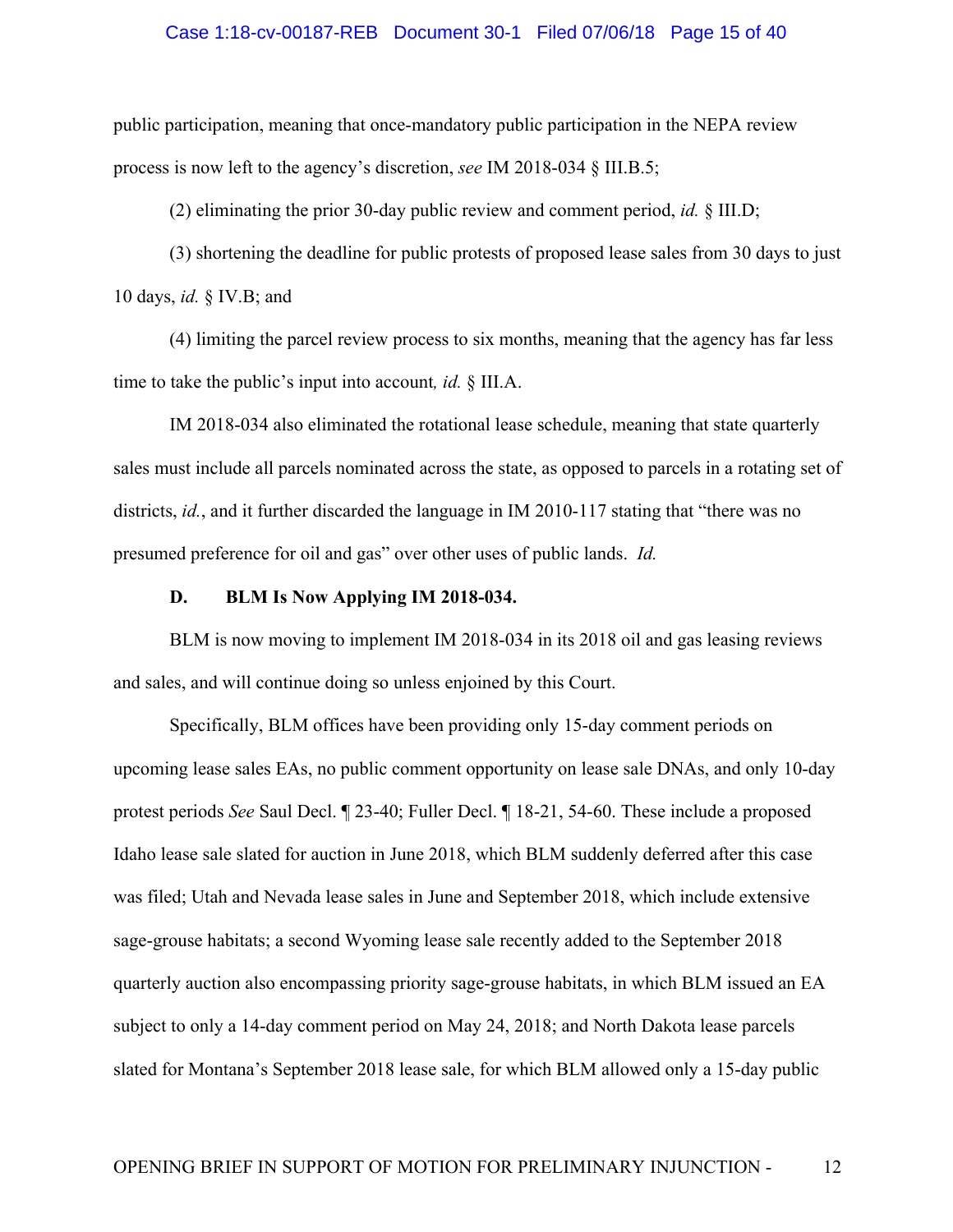public participation, meaning that once-mandatory public participation in the NEPA review process is now left to the agency's discretion, *see* IM 2018-034 § III.B.5;

(2) eliminating the prior 30-day public review and comment period, *id.* § III.D;

(3) shortening the deadline for public protests of proposed lease sales from 30 days to just 10 days, *id.* § IV.B; and

(4) limiting the parcel review process to six months, meaning that the agency has far less time to take the public's input into account*, id.* § III.A.

IM 2018-034 also eliminated the rotational lease schedule, meaning that state quarterly sales must include all parcels nominated across the state, as opposed to parcels in a rotating set of districts, *id.*, and it further discarded the language in IM 2010-117 stating that "there was no presumed preference for oil and gas" over other uses of public lands. *Id.*

### D. BLM Is Now Applying IM 2018-034.

BLM is now moving to implement IM 2018-034 in its 2018 oil and gas leasing reviews and sales, and will continue doing so unless enjoined by this Court.

Specifically, BLM offices have been providing only 15-day comment periods on upcoming lease sales EAs, no public comment opportunity on lease sale DNAs, and only 10-day protest periods *See* Saul Decl. ¶ 23-40; Fuller Decl. ¶ 18-21, 54-60. These include a proposed Idaho lease sale slated for auction in June 2018, which BLM suddenly deferred after this case was filed; Utah and Nevada lease sales in June and September 2018, which include extensive sage-grouse habitats; a second Wyoming lease sale recently added to the September 2018 quarterly auction also encompassing priority sage-grouse habitats, in which BLM issued an EA subject to only a 14-day comment period on May 24, 2018; and North Dakota lease parcels slated for Montana's September 2018 lease sale, for which BLM allowed only a 15-day public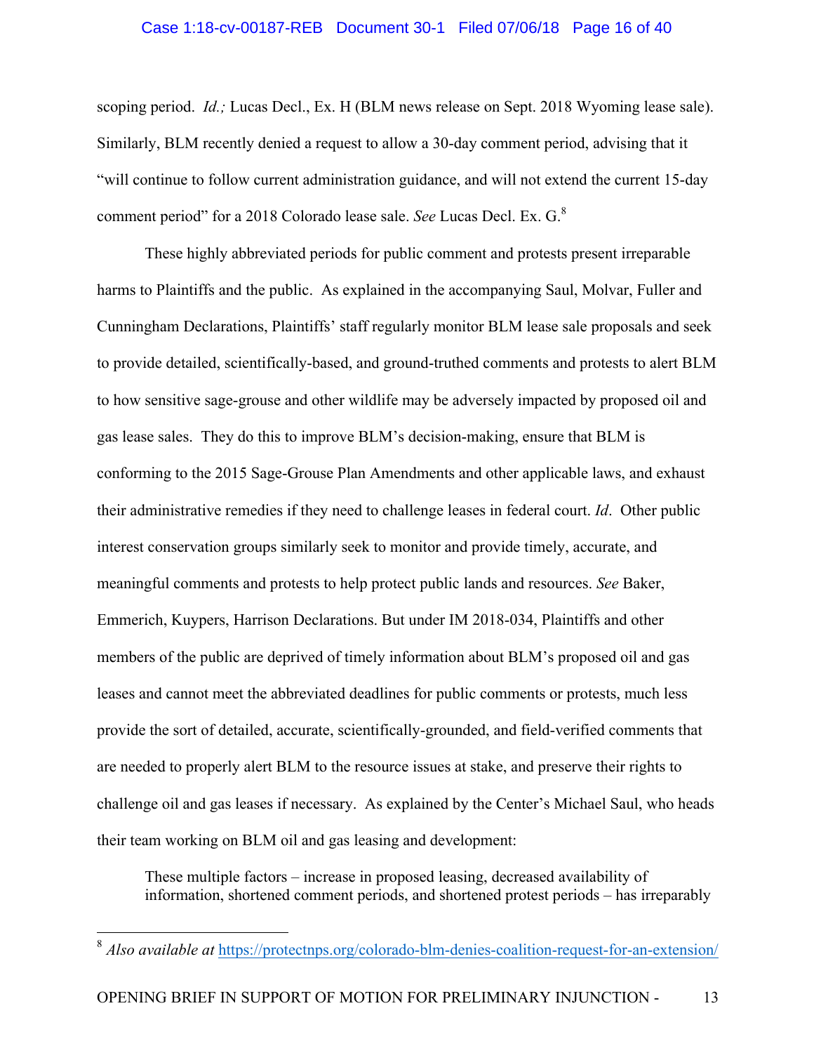scoping period. *Id.;* Lucas Decl., Ex. H (BLM news release on Sept. 2018 Wyoming lease sale). Similarly, BLM recently denied a request to allow a 30-day comment period, advising that it "will continue to follow current administration guidance, and will not extend the current 15-day comment period" for a 2018 Colorado lease sale. *See* Lucas Decl. Ex. G.[8]

These highly abbreviated periods for public comment and protests present irreparable harms to Plaintiffs and the public. As explained in the accompanying Saul, Molvar, Fuller and Cunningham Declarations, Plaintiffs' staff regularly monitor BLM lease sale proposals and seek to provide detailed, scientifically-based, and ground-truthed comments and protests to alert BLM to how sensitive sage-grouse and other wildlife may be adversely impacted by proposed oil and gas lease sales. They do this to improve BLM's decision-making, ensure that BLM is conforming to the 2015 Sage-Grouse Plan Amendments and other applicable laws, and exhaust their administrative remedies if they need to challenge leases in federal court. *Id*. Other public interest conservation groups similarly seek to monitor and provide timely, accurate, and meaningful comments and protests to help protect public lands and resources. *See* Baker, Emmerich, Kuypers, Harrison Declarations. But under IM 2018-034, Plaintiffs and other members of the public are deprived of timely information about BLM's proposed oil and gas leases and cannot meet the abbreviated deadlines for public comments or protests, much less provide the sort of detailed, accurate, scientifically-grounded, and field-verified comments that are needed to properly alert BLM to the resource issues at stake, and preserve their rights to challenge oil and gas leases if necessary. As explained by the Center's Michael Saul, who heads their team working on BLM oil and gas leasing and development:

> These multiple factors – increase in proposed leasing, decreased availability of information, shortened comment periods, and shortened protest periods – has irreparably

---

[8] *Also available at* https://protectnps.org/colorado-blm-denies-coalition-request-for-an-extension/

OPENING BRIEF IN SUPPORT OF MOTION FOR PRELIMINARY INJUNCTION - 13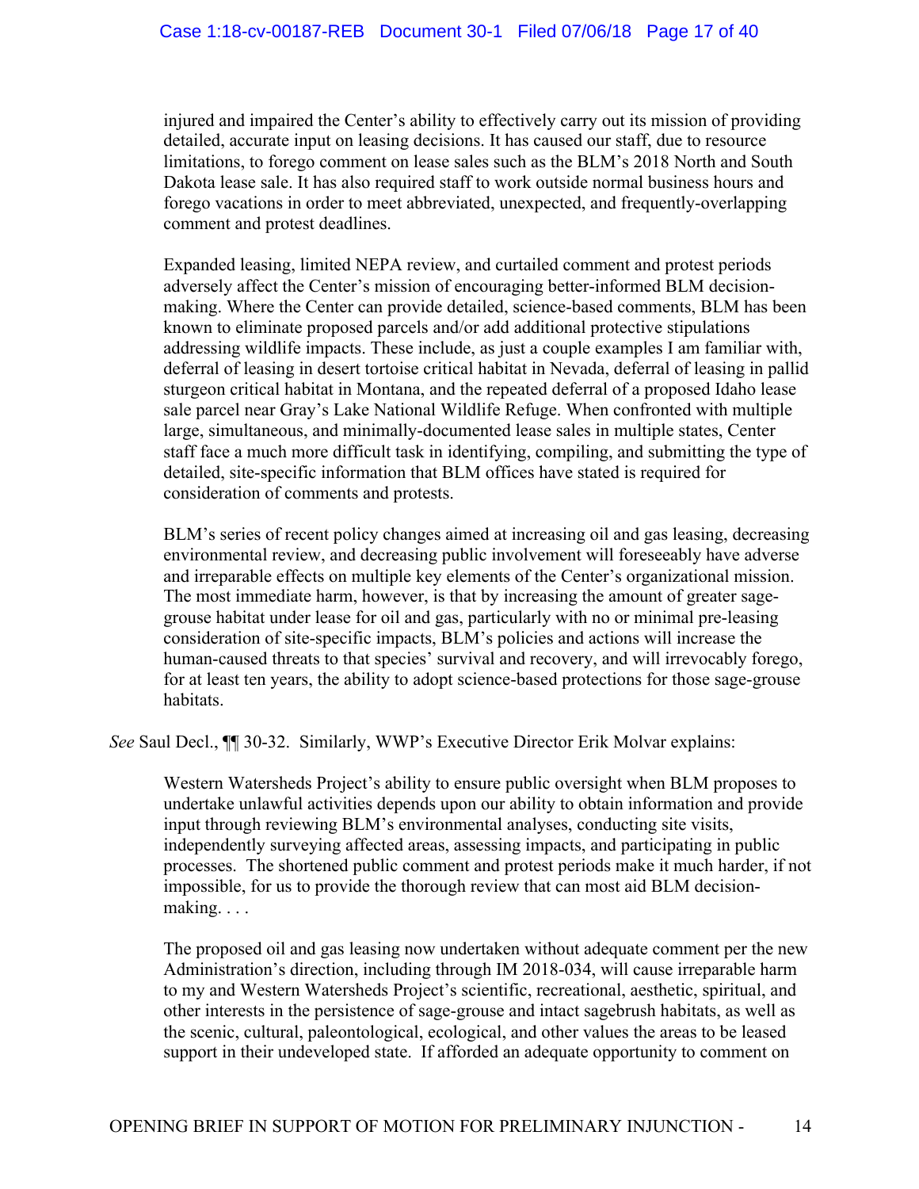> injured and impaired the Center's ability to effectively carry out its mission of providing detailed, accurate input on leasing decisions. It has caused our staff, due to resource limitations, to forego comment on lease sales such as the BLM's 2018 North and South Dakota lease sale. It has also required staff to work outside normal business hours and forego vacations in order to meet abbreviated, unexpected, and frequently-overlapping comment and protest deadlines.
>
> Expanded leasing, limited NEPA review, and curtailed comment and protest periods adversely affect the Center's mission of encouraging better-informed BLM decision-making. Where the Center can provide detailed, science-based comments, BLM has been known to eliminate proposed parcels and/or add additional protective stipulations addressing wildlife impacts. These include, as just a couple examples I am familiar with, deferral of leasing in desert tortoise critical habitat in Nevada, deferral of leasing in pallid sturgeon critical habitat in Montana, and the repeated deferral of a proposed Idaho lease sale parcel near Gray's Lake National Wildlife Refuge. When confronted with multiple large, simultaneous, and minimally-documented lease sales in multiple states, Center staff face a much more difficult task in identifying, compiling, and submitting the type of detailed, site-specific information that BLM offices have stated is required for consideration of comments and protests.
>
> BLM's series of recent policy changes aimed at increasing oil and gas leasing, decreasing environmental review, and decreasing public involvement will foreseeably have adverse and irreparable effects on multiple key elements of the Center's organizational mission. The most immediate harm, however, is that by increasing the amount of greater sage-grouse habitat under lease for oil and gas, particularly with no or minimal pre-leasing consideration of site-specific impacts, BLM's policies and actions will increase the human-caused threats to that species' survival and recovery, and will irrevocably forego, for at least ten years, the ability to adopt science-based protections for those sage-grouse habitats.

*See* Saul Decl., ¶¶ 30-32. Similarly, WWP's Executive Director Erik Molvar explains:

> Western Watersheds Project's ability to ensure public oversight when BLM proposes to undertake unlawful activities depends upon our ability to obtain information and provide input through reviewing BLM's environmental analyses, conducting site visits, independently surveying affected areas, assessing impacts, and participating in public processes. The shortened public comment and protest periods make it much harder, if not impossible, for us to provide the thorough review that can most aid BLM decision-making. . . .
>
> The proposed oil and gas leasing now undertaken without adequate comment per the new Administration's direction, including through IM 2018-034, will cause irreparable harm to my and Western Watersheds Project's scientific, recreational, aesthetic, spiritual, and other interests in the persistence of sage-grouse and intact sagebrush habitats, as well as the scenic, cultural, paleontological, ecological, and other values the areas to be leased support in their undeveloped state. If afforded an adequate opportunity to comment on

OPENING BRIEF IN SUPPORT OF MOTION FOR PRELIMINARY INJUNCTION -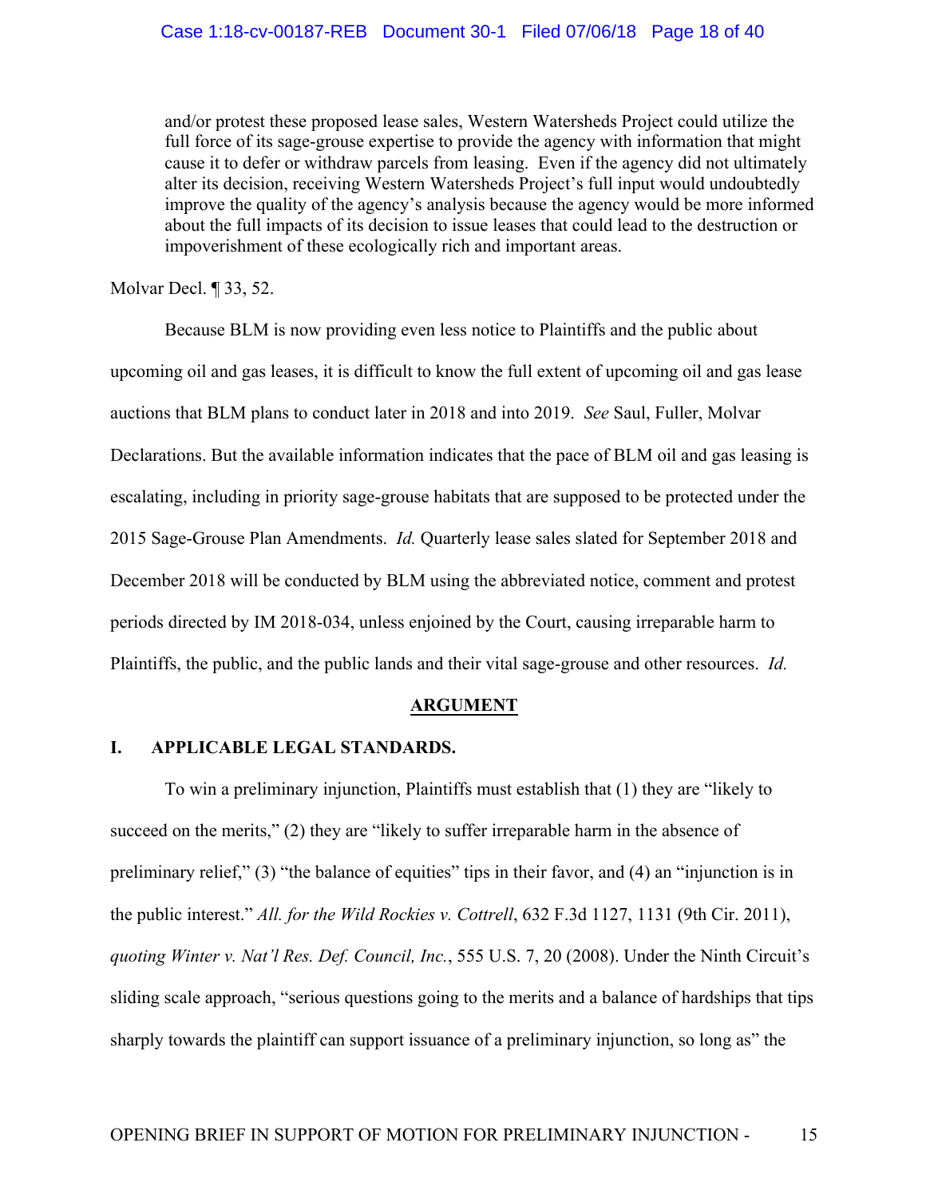> and/or protest these proposed lease sales, Western Watersheds Project could utilize the full force of its sage-grouse expertise to provide the agency with information that might cause it to defer or withdraw parcels from leasing. Even if the agency did not ultimately alter its decision, receiving Western Watersheds Project's full input would undoubtedly improve the quality of the agency's analysis because the agency would be more informed about the full impacts of its decision to issue leases that could lead to the destruction or impoverishment of these ecologically rich and important areas.

Molvar Decl. ¶ 33, 52.

Because BLM is now providing even less notice to Plaintiffs and the public about upcoming oil and gas leases, it is difficult to know the full extent of upcoming oil and gas lease auctions that BLM plans to conduct later in 2018 and into 2019. *See* Saul, Fuller, Molvar Declarations. But the available information indicates that the pace of BLM oil and gas leasing is escalating, including in priority sage-grouse habitats that are supposed to be protected under the 2015 Sage-Grouse Plan Amendments. *Id.* Quarterly lease sales slated for September 2018 and December 2018 will be conducted by BLM using the abbreviated notice, comment and protest periods directed by IM 2018-034, unless enjoined by the Court, causing irreparable harm to Plaintiffs, the public, and the public lands and their vital sage-grouse and other resources. *Id.*

## ARGUMENT

### I. APPLICABLE LEGAL STANDARDS.

To win a preliminary injunction, Plaintiffs must establish that (1) they are "likely to succeed on the merits," (2) they are "likely to suffer irreparable harm in the absence of preliminary relief," (3) "the balance of equities" tips in their favor, and (4) an "injunction is in the public interest." *All. for the Wild Rockies v. Cottrell*, 632 F.3d 1127, 1131 (9th Cir. 2011), *quoting Winter v. Nat'l Res. Def. Council, Inc.*, 555 U.S. 7, 20 (2008). Under the Ninth Circuit's sliding scale approach, "serious questions going to the merits and a balance of hardships that tips sharply towards the plaintiff can support issuance of a preliminary injunction, so long as" the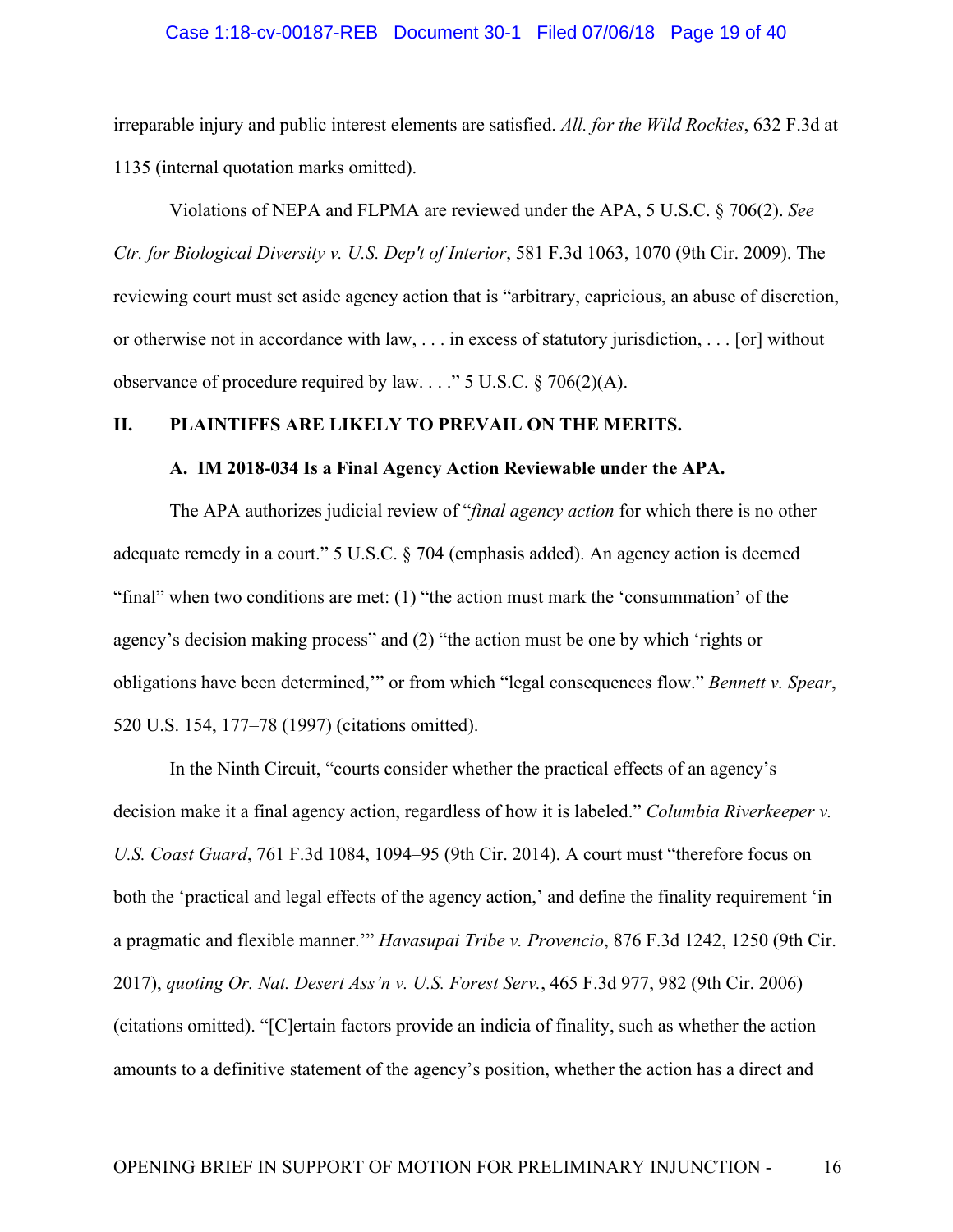irreparable injury and public interest elements are satisfied. *All. for the Wild Rockies*, 632 F.3d at 1135 (internal quotation marks omitted).

Violations of NEPA and FLPMA are reviewed under the APA, 5 U.S.C. § 706(2). *See Ctr. for Biological Diversity v. U.S. Dep't of Interior*, 581 F.3d 1063, 1070 (9th Cir. 2009). The reviewing court must set aside agency action that is "arbitrary, capricious, an abuse of discretion, or otherwise not in accordance with law, . . . in excess of statutory jurisdiction, . . . [or] without observance of procedure required by law. . . ." 5 U.S.C. § 706(2)(A).

## II. PLAINTIFFS ARE LIKELY TO PREVAIL ON THE MERITS.

### A. IM 2018-034 Is a Final Agency Action Reviewable under the APA.

The APA authorizes judicial review of "*final agency action* for which there is no other adequate remedy in a court." 5 U.S.C. § 704 (emphasis added). An agency action is deemed "final" when two conditions are met: (1) "the action must mark the 'consummation' of the agency's decision making process" and (2) "the action must be one by which 'rights or obligations have been determined,'" or from which "legal consequences flow." *Bennett v. Spear*, 520 U.S. 154, 177–78 (1997) (citations omitted).

In the Ninth Circuit, "courts consider whether the practical effects of an agency's decision make it a final agency action, regardless of how it is labeled." *Columbia Riverkeeper v. U.S. Coast Guard*, 761 F.3d 1084, 1094–95 (9th Cir. 2014). A court must "therefore focus on both the 'practical and legal effects of the agency action,' and define the finality requirement 'in a pragmatic and flexible manner.'" *Havasupai Tribe v. Provencio*, 876 F.3d 1242, 1250 (9th Cir. 2017), *quoting Or. Nat. Desert Ass'n v. U.S. Forest Serv.*, 465 F.3d 977, 982 (9th Cir. 2006) (citations omitted). "[C]ertain factors provide an indicia of finality, such as whether the action amounts to a definitive statement of the agency's position, whether the action has a direct and

OPENING BRIEF IN SUPPORT OF MOTION FOR PRELIMINARY INJUNCTION - 16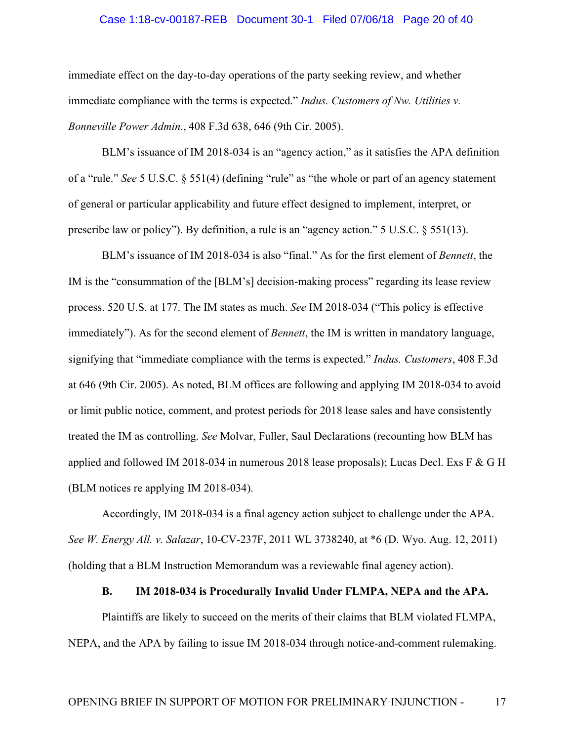immediate effect on the day-to-day operations of the party seeking review, and whether immediate compliance with the terms is expected." *Indus. Customers of Nw. Utilities v. Bonneville Power Admin.*, 408 F.3d 638, 646 (9th Cir. 2005).

BLM's issuance of IM 2018-034 is an "agency action," as it satisfies the APA definition of a "rule." *See* 5 U.S.C. § 551(4) (defining "rule" as "the whole or part of an agency statement of general or particular applicability and future effect designed to implement, interpret, or prescribe law or policy"). By definition, a rule is an "agency action." 5 U.S.C. § 551(13).

BLM's issuance of IM 2018-034 is also "final." As for the first element of *Bennett*, the IM is the "consummation of the [BLM's] decision-making process" regarding its lease review process. 520 U.S. at 177. The IM states as much. *See* IM 2018-034 ("This policy is effective immediately"). As for the second element of *Bennett*, the IM is written in mandatory language, signifying that "immediate compliance with the terms is expected." *Indus. Customers*, 408 F.3d at 646 (9th Cir. 2005). As noted, BLM offices are following and applying IM 2018-034 to avoid or limit public notice, comment, and protest periods for 2018 lease sales and have consistently treated the IM as controlling. *See* Molvar, Fuller, Saul Declarations (recounting how BLM has applied and followed IM 2018-034 in numerous 2018 lease proposals); Lucas Decl. Exs F & G H (BLM notices re applying IM 2018-034).

Accordingly, IM 2018-034 is a final agency action subject to challenge under the APA. *See W. Energy All. v. Salazar*, 10-CV-237F, 2011 WL 3738240, at *6 (D. Wyo. Aug. 12, 2011) (holding that a BLM Instruction Memorandum was a reviewable final agency action).

**B. IM 2018-034 is Procedurally Invalid Under FLMPA, NEPA and the APA.**

Plaintiffs are likely to succeed on the merits of their claims that BLM violated FLMPA, NEPA, and the APA by failing to issue IM 2018-034 through notice-and-comment rulemaking.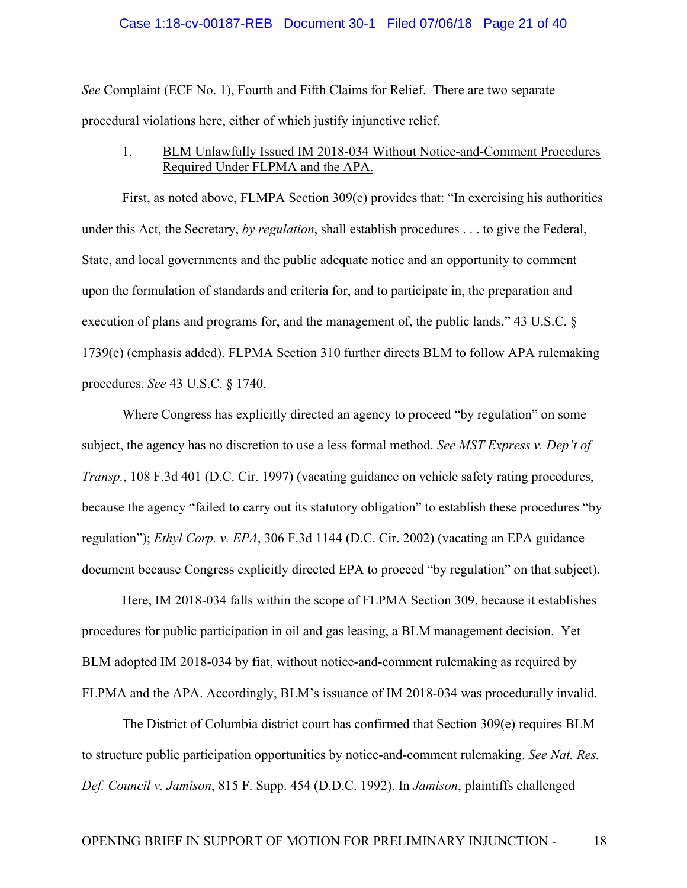*See* Complaint (ECF No. 1), Fourth and Fifth Claims for Relief. There are two separate procedural violations here, either of which justify injunctive relief.

1. <u>BLM Unlawfully Issued IM 2018-034 Without Notice-and-Comment Procedures Required Under FLPMA and the APA.</u>

First, as noted above, FLMPA Section 309(e) provides that: "In exercising his authorities under this Act, the Secretary, *by regulation*, shall establish procedures . . . to give the Federal, State, and local governments and the public adequate notice and an opportunity to comment upon the formulation of standards and criteria for, and to participate in, the preparation and execution of plans and programs for, and the management of, the public lands." 43 U.S.C. § 1739(e) (emphasis added). FLPMA Section 310 further directs BLM to follow APA rulemaking procedures. *See* 43 U.S.C. § 1740.

Where Congress has explicitly directed an agency to proceed "by regulation" on some subject, the agency has no discretion to use a less formal method. *See MST Express v. Dep't of Transp.*, 108 F.3d 401 (D.C. Cir. 1997) (vacating guidance on vehicle safety rating procedures, because the agency "failed to carry out its statutory obligation" to establish these procedures "by regulation"); *Ethyl Corp. v. EPA*, 306 F.3d 1144 (D.C. Cir. 2002) (vacating an EPA guidance document because Congress explicitly directed EPA to proceed "by regulation" on that subject).

Here, IM 2018-034 falls within the scope of FLPMA Section 309, because it establishes procedures for public participation in oil and gas leasing, a BLM management decision. Yet BLM adopted IM 2018-034 by fiat, without notice-and-comment rulemaking as required by FLPMA and the APA. Accordingly, BLM's issuance of IM 2018-034 was procedurally invalid.

The District of Columbia district court has confirmed that Section 309(e) requires BLM to structure public participation opportunities by notice-and-comment rulemaking. *See Nat. Res. Def. Council v. Jamison*, 815 F. Supp. 454 (D.D.C. 1992). In *Jamison*, plaintiffs challenged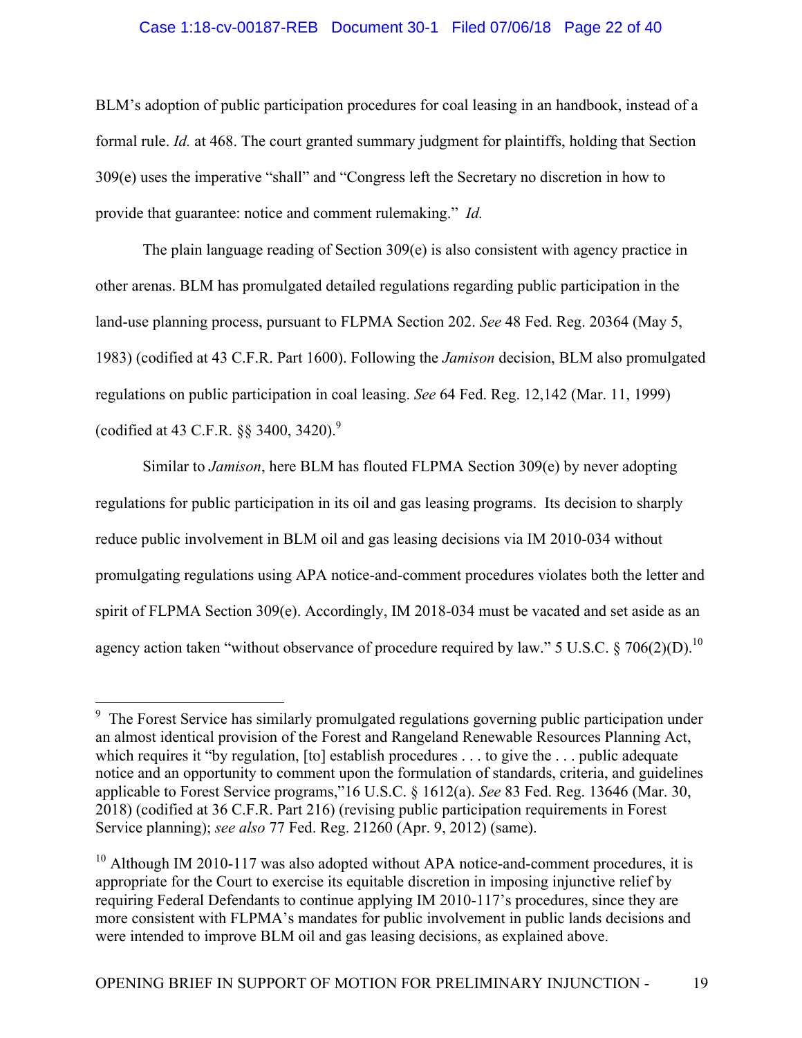BLM's adoption of public participation procedures for coal leasing in an handbook, instead of a formal rule. *Id.* at 468. The court granted summary judgment for plaintiffs, holding that Section 309(e) uses the imperative "shall" and "Congress left the Secretary no discretion in how to provide that guarantee: notice and comment rulemaking." *Id.*

The plain language reading of Section 309(e) is also consistent with agency practice in other arenas. BLM has promulgated detailed regulations regarding public participation in the land-use planning process, pursuant to FLPMA Section 202. *See* 48 Fed. Reg. 20364 (May 5, 1983) (codified at 43 C.F.R. Part 1600). Following the *Jamison* decision, BLM also promulgated regulations on public participation in coal leasing. *See* 64 Fed. Reg. 12,142 (Mar. 11, 1999) (codified at 43 C.F.R. §§ 3400, 3420).[9]

Similar to *Jamison*, here BLM has flouted FLPMA Section 309(e) by never adopting regulations for public participation in its oil and gas leasing programs. Its decision to sharply reduce public involvement in BLM oil and gas leasing decisions via IM 2010-034 without promulgating regulations using APA notice-and-comment procedures violates both the letter and spirit of FLPMA Section 309(e). Accordingly, IM 2018-034 must be vacated and set aside as an agency action taken "without observance of procedure required by law." 5 U.S.C. § 706(2)(D).[10]

---

[9] The Forest Service has similarly promulgated regulations governing public participation under an almost identical provision of the Forest and Rangeland Renewable Resources Planning Act, which requires it "by regulation, [to] establish procedures . . . to give the . . . public adequate notice and an opportunity to comment upon the formulation of standards, criteria, and guidelines applicable to Forest Service programs,"16 U.S.C. § 1612(a). *See* 83 Fed. Reg. 13646 (Mar. 30, 2018) (codified at 36 C.F.R. Part 216) (revising public participation requirements in Forest Service planning); *see also* 77 Fed. Reg. 21260 (Apr. 9, 2012) (same).

[10] Although IM 2010-117 was also adopted without APA notice-and-comment procedures, it is appropriate for the Court to exercise its equitable discretion in imposing injunctive relief by requiring Federal Defendants to continue applying IM 2010-117's procedures, since they are more consistent with FLPMA's mandates for public involvement in public lands decisions and were intended to improve BLM oil and gas leasing decisions, as explained above.

OPENING BRIEF IN SUPPORT OF MOTION FOR PRELIMINARY INJUNCTION -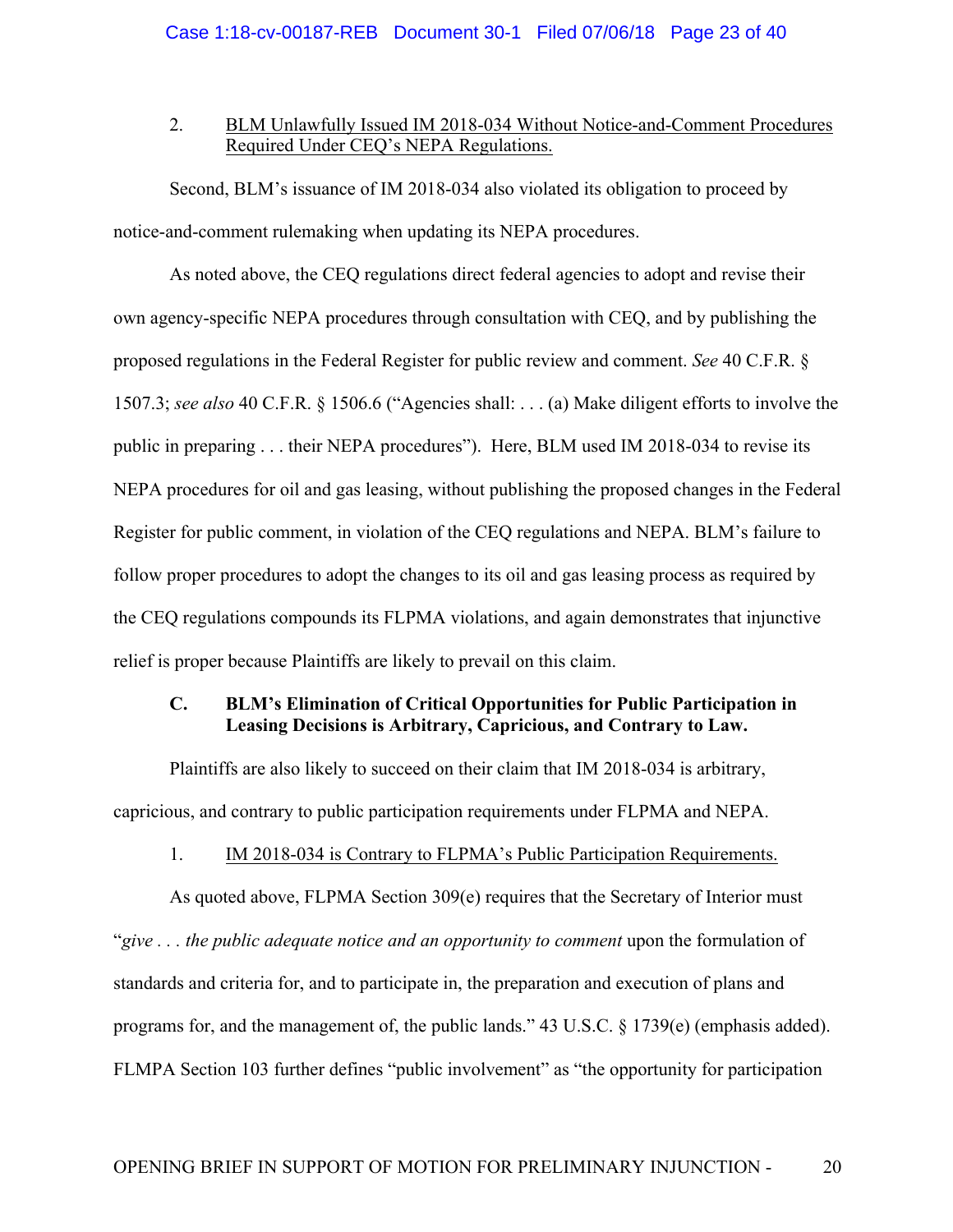2. <u>BLM Unlawfully Issued IM 2018-034 Without Notice-and-Comment Procedures Required Under CEQ's NEPA Regulations.</u>

Second, BLM's issuance of IM 2018-034 also violated its obligation to proceed by notice-and-comment rulemaking when updating its NEPA procedures.

As noted above, the CEQ regulations direct federal agencies to adopt and revise their own agency-specific NEPA procedures through consultation with CEQ, and by publishing the proposed regulations in the Federal Register for public review and comment. *See* 40 C.F.R. § 1507.3; *see also* 40 C.F.R. § 1506.6 ("Agencies shall: . . . (a) Make diligent efforts to involve the public in preparing . . . their NEPA procedures"). Here, BLM used IM 2018-034 to revise its NEPA procedures for oil and gas leasing, without publishing the proposed changes in the Federal Register for public comment, in violation of the CEQ regulations and NEPA. BLM's failure to follow proper procedures to adopt the changes to its oil and gas leasing process as required by the CEQ regulations compounds its FLPMA violations, and again demonstrates that injunctive relief is proper because Plaintiffs are likely to prevail on this claim.

### C. BLM's Elimination of Critical Opportunities for Public Participation in Leasing Decisions is Arbitrary, Capricious, and Contrary to Law.

Plaintiffs are also likely to succeed on their claim that IM 2018-034 is arbitrary, capricious, and contrary to public participation requirements under FLPMA and NEPA.

1. <u>IM 2018-034 is Contrary to FLPMA's Public Participation Requirements.</u>

As quoted above, FLPMA Section 309(e) requires that the Secretary of Interior must "*give . . . the public adequate notice and an opportunity to comment* upon the formulation of standards and criteria for, and to participate in, the preparation and execution of plans and programs for, and the management of, the public lands." 43 U.S.C. § 1739(e) (emphasis added). FLMPA Section 103 further defines "public involvement" as "the opportunity for participation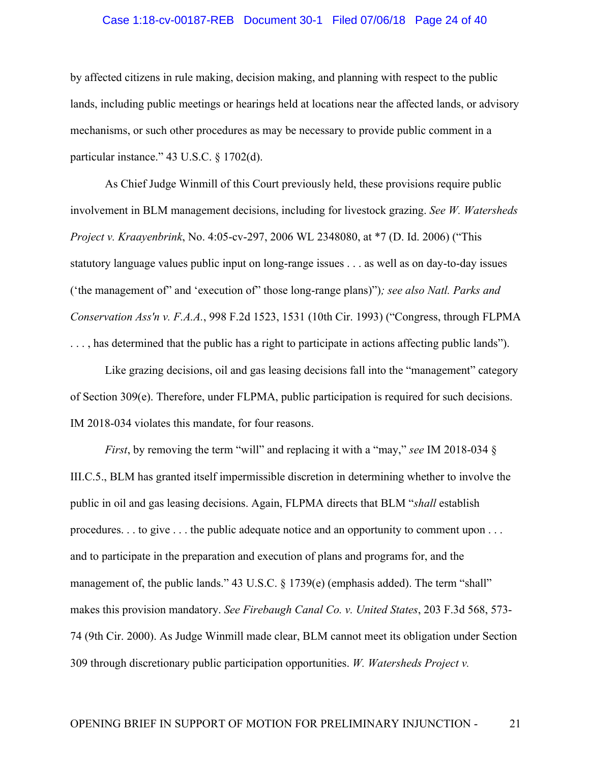by affected citizens in rule making, decision making, and planning with respect to the public lands, including public meetings or hearings held at locations near the affected lands, or advisory mechanisms, or such other procedures as may be necessary to provide public comment in a particular instance." 43 U.S.C. § 1702(d).

As Chief Judge Winmill of this Court previously held, these provisions require public involvement in BLM management decisions, including for livestock grazing. *See W. Watersheds Project v. Kraayenbrink*, No. 4:05-cv-297, 2006 WL 2348080, at *7 (D. Id. 2006) ("This statutory language values public input on long-range issues . . . as well as on day-to-day issues ('the management of' and 'execution of' those long-range plans")*; see also Natl. Parks and Conservation Ass'n v. F.A.A.*, 998 F.2d 1523, 1531 (10th Cir. 1993) ("Congress, through FLPMA . . . , has determined that the public has a right to participate in actions affecting public lands").

Like grazing decisions, oil and gas leasing decisions fall into the "management" category of Section 309(e). Therefore, under FLPMA, public participation is required for such decisions. IM 2018-034 violates this mandate, for four reasons.

*First*, by removing the term "will" and replacing it with a "may," *see* IM 2018-034 § III.C.5., BLM has granted itself impermissible discretion in determining whether to involve the public in oil and gas leasing decisions. Again, FLPMA directs that BLM "*shall* establish procedures. . . to give . . . the public adequate notice and an opportunity to comment upon . . . and to participate in the preparation and execution of plans and programs for, and the management of, the public lands." 43 U.S.C. § 1739(e) (emphasis added). The term "shall" makes this provision mandatory. *See Firebaugh Canal Co. v. United States*, 203 F.3d 568, 573-74 (9th Cir. 2000). As Judge Winmill made clear, BLM cannot meet its obligation under Section 309 through discretionary public participation opportunities. *W. Watersheds Project v.*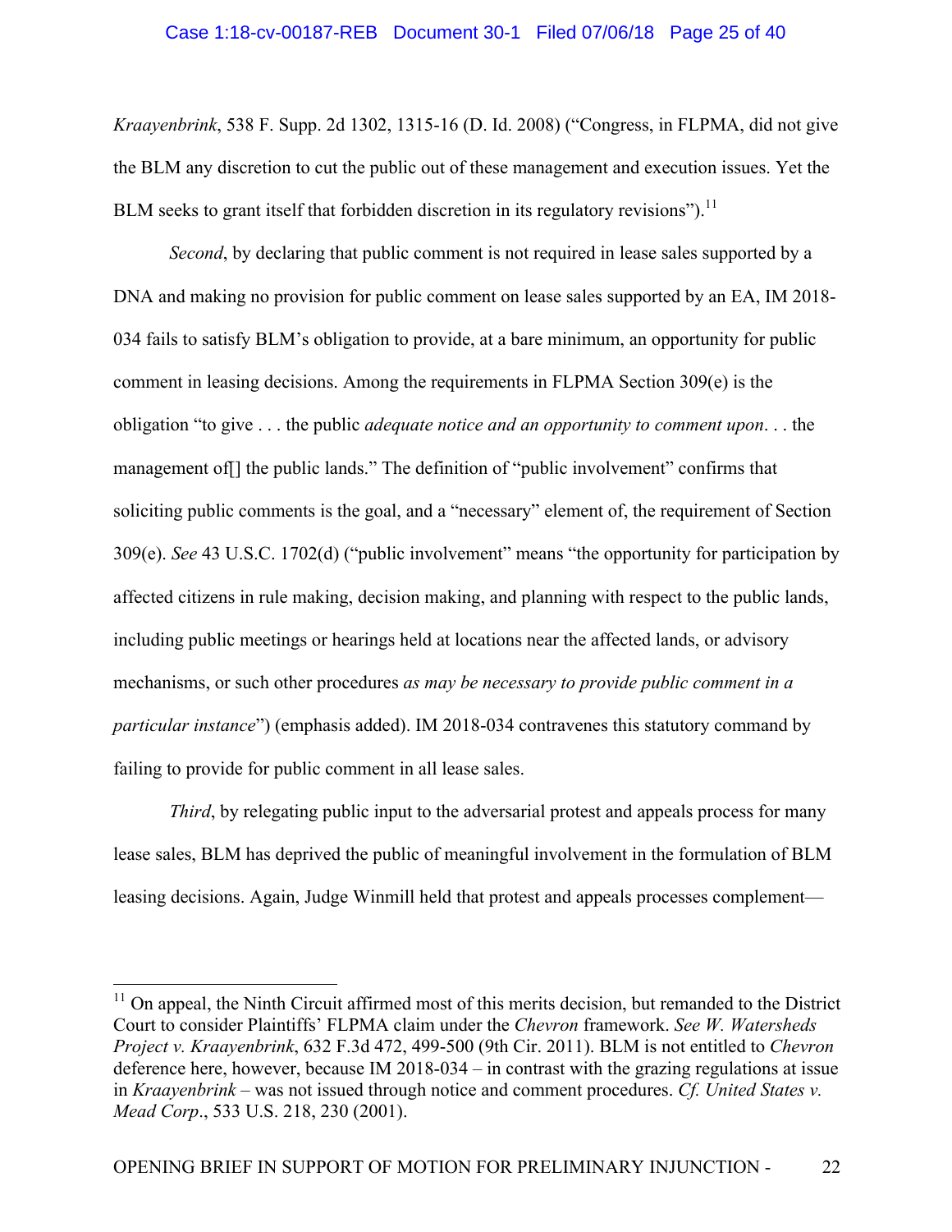*Kraayenbrink*, 538 F. Supp. 2d 1302, 1315-16 (D. Id. 2008) ("Congress, in FLPMA, did not give the BLM any discretion to cut the public out of these management and execution issues. Yet the BLM seeks to grant itself that forbidden discretion in its regulatory revisions").[11]

*Second*, by declaring that public comment is not required in lease sales supported by a DNA and making no provision for public comment on lease sales supported by an EA, IM 2018-034 fails to satisfy BLM's obligation to provide, at a bare minimum, an opportunity for public comment in leasing decisions. Among the requirements in FLPMA Section 309(e) is the obligation "to give . . . the public *adequate notice and an opportunity to comment upon*. . . the management of[] the public lands." The definition of "public involvement" confirms that soliciting public comments is the goal, and a "necessary" element of, the requirement of Section 309(e). *See* 43 U.S.C. 1702(d) ("public involvement" means "the opportunity for participation by affected citizens in rule making, decision making, and planning with respect to the public lands, including public meetings or hearings held at locations near the affected lands, or advisory mechanisms, or such other procedures *as may be necessary to provide public comment in a particular instance*") (emphasis added). IM 2018-034 contravenes this statutory command by failing to provide for public comment in all lease sales.

*Third*, by relegating public input to the adversarial protest and appeals process for many lease sales, BLM has deprived the public of meaningful involvement in the formulation of BLM leasing decisions. Again, Judge Winmill held that protest and appeals processes complement—

[11] On appeal, the Ninth Circuit affirmed most of this merits decision, but remanded to the District Court to consider Plaintiffs' FLPMA claim under the *Chevron* framework. *See W. Watersheds Project v. Kraayenbrink*, 632 F.3d 472, 499-500 (9th Cir. 2011). BLM is not entitled to *Chevron* deference here, however, because IM 2018-034 – in contrast with the grazing regulations at issue in *Kraayenbrink* – was not issued through notice and comment procedures. *Cf. United States v. Mead Corp*., 533 U.S. 218, 230 (2001).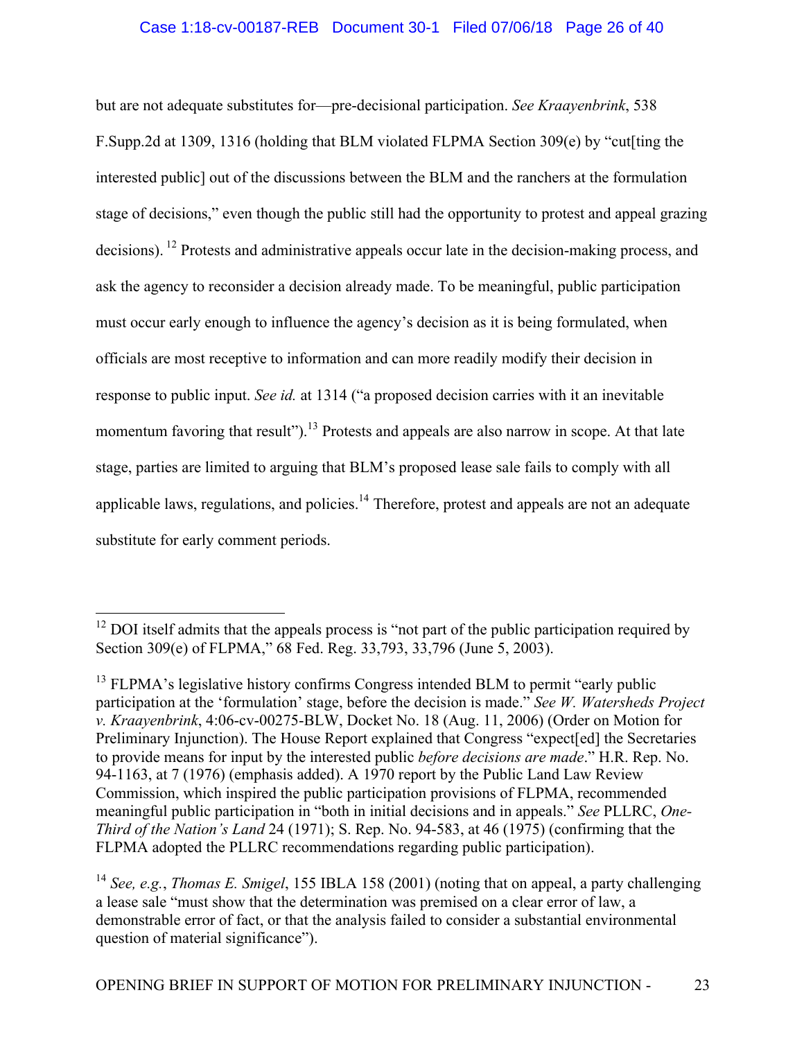but are not adequate substitutes for—pre-decisional participation. *See Kraayenbrink*, 538 F.Supp.2d at 1309, 1316 (holding that BLM violated FLPMA Section 309(e) by "cut[ting the interested public] out of the discussions between the BLM and the ranchers at the formulation stage of decisions," even though the public still had the opportunity to protest and appeal grazing decisions).[12] Protests and administrative appeals occur late in the decision-making process, and ask the agency to reconsider a decision already made. To be meaningful, public participation must occur early enough to influence the agency's decision as it is being formulated, when officials are most receptive to information and can more readily modify their decision in response to public input. *See id.* at 1314 ("a proposed decision carries with it an inevitable momentum favoring that result").[13] Protests and appeals are also narrow in scope. At that late stage, parties are limited to arguing that BLM's proposed lease sale fails to comply with all applicable laws, regulations, and policies.[14] Therefore, protest and appeals are not an adequate substitute for early comment periods.

---

[12] DOI itself admits that the appeals process is "not part of the public participation required by Section 309(e) of FLPMA," 68 Fed. Reg. 33,793, 33,796 (June 5, 2003).

[13] FLPMA's legislative history confirms Congress intended BLM to permit "early public participation at the 'formulation' stage, before the decision is made." *See W. Watersheds Project v. Kraayenbrink*, 4:06-cv-00275-BLW, Docket No. 18 (Aug. 11, 2006) (Order on Motion for Preliminary Injunction). The House Report explained that Congress "expect[ed] the Secretaries to provide means for input by the interested public *before decisions are made*." H.R. Rep. No. 94-1163, at 7 (1976) (emphasis added). A 1970 report by the Public Land Law Review Commission, which inspired the public participation provisions of FLPMA, recommended meaningful public participation in "both in initial decisions and in appeals." *See* PLLRC, *One-Third of the Nation's Land* 24 (1971); S. Rep. No. 94-583, at 46 (1975) (confirming that the FLPMA adopted the PLLRC recommendations regarding public participation).

[14] *See, e.g.*, *Thomas E. Smigel*, 155 IBLA 158 (2001) (noting that on appeal, a party challenging a lease sale "must show that the determination was premised on a clear error of law, a demonstrable error of fact, or that the analysis failed to consider a substantial environmental question of material significance").

OPENING BRIEF IN SUPPORT OF MOTION FOR PRELIMINARY INJUNCTION - 23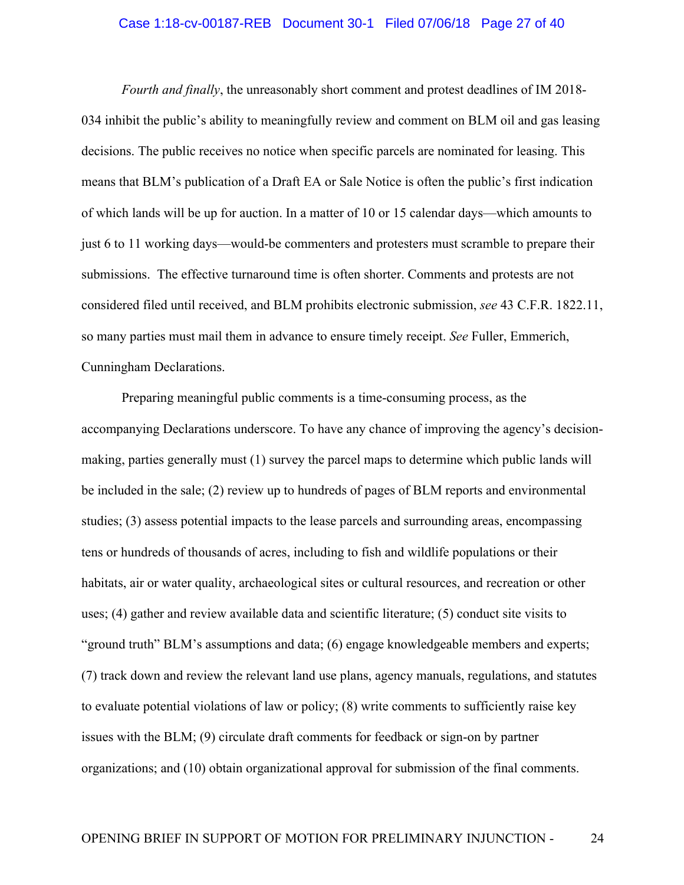*Fourth and finally*, the unreasonably short comment and protest deadlines of IM 2018-034 inhibit the public's ability to meaningfully review and comment on BLM oil and gas leasing decisions. The public receives no notice when specific parcels are nominated for leasing. This means that BLM's publication of a Draft EA or Sale Notice is often the public's first indication of which lands will be up for auction. In a matter of 10 or 15 calendar days—which amounts to just 6 to 11 working days—would-be commenters and protesters must scramble to prepare their submissions. The effective turnaround time is often shorter. Comments and protests are not considered filed until received, and BLM prohibits electronic submission, *see* 43 C.F.R. 1822.11, so many parties must mail them in advance to ensure timely receipt. *See* Fuller, Emmerich, Cunningham Declarations.

Preparing meaningful public comments is a time-consuming process, as the accompanying Declarations underscore. To have any chance of improving the agency's decision-making, parties generally must (1) survey the parcel maps to determine which public lands will be included in the sale; (2) review up to hundreds of pages of BLM reports and environmental studies; (3) assess potential impacts to the lease parcels and surrounding areas, encompassing tens or hundreds of thousands of acres, including to fish and wildlife populations or their habitats, air or water quality, archaeological sites or cultural resources, and recreation or other uses; (4) gather and review available data and scientific literature; (5) conduct site visits to "ground truth" BLM's assumptions and data; (6) engage knowledgeable members and experts; (7) track down and review the relevant land use plans, agency manuals, regulations, and statutes to evaluate potential violations of law or policy; (8) write comments to sufficiently raise key issues with the BLM; (9) circulate draft comments for feedback or sign-on by partner organizations; and (10) obtain organizational approval for submission of the final comments.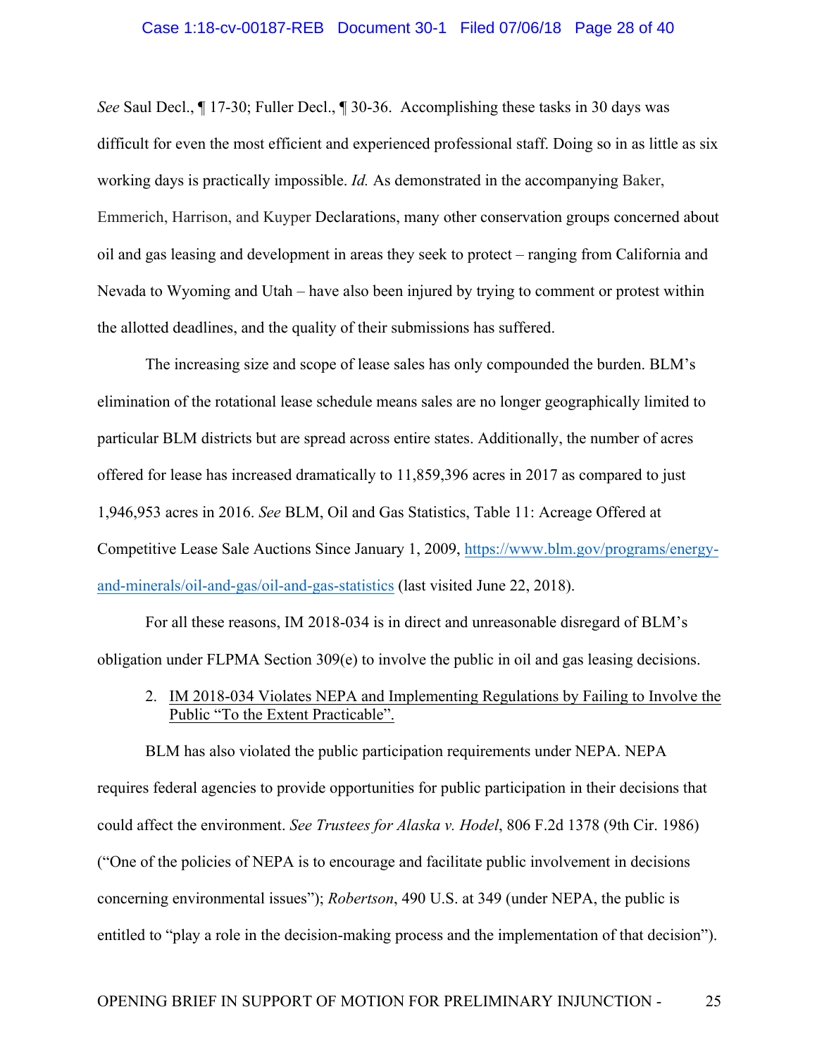*See* Saul Decl., ¶ 17-30; Fuller Decl., ¶ 30-36. Accomplishing these tasks in 30 days was difficult for even the most efficient and experienced professional staff. Doing so in as little as six working days is practically impossible. *Id.* As demonstrated in the accompanying Baker, Emmerich, Harrison, and Kuyper Declarations, many other conservation groups concerned about oil and gas leasing and development in areas they seek to protect – ranging from California and Nevada to Wyoming and Utah – have also been injured by trying to comment or protest within the allotted deadlines, and the quality of their submissions has suffered.

The increasing size and scope of lease sales has only compounded the burden. BLM's elimination of the rotational lease schedule means sales are no longer geographically limited to particular BLM districts but are spread across entire states. Additionally, the number of acres offered for lease has increased dramatically to 11,859,396 acres in 2017 as compared to just 1,946,953 acres in 2016. *See* BLM, Oil and Gas Statistics, Table 11: Acreage Offered at Competitive Lease Sale Auctions Since January 1, 2009, [https://www.blm.gov/programs/energy-and-minerals/oil-and-gas/oil-and-gas-statistics](https://www.blm.gov/programs/energy-and-minerals/oil-and-gas/oil-and-gas-statistics) (last visited June 22, 2018).

For all these reasons, IM 2018-034 is in direct and unreasonable disregard of BLM's obligation under FLPMA Section 309(e) to involve the public in oil and gas leasing decisions.

2. <u>IM 2018-034 Violates NEPA and Implementing Regulations by Failing to Involve the Public "To the Extent Practicable".</u>

BLM has also violated the public participation requirements under NEPA. NEPA requires federal agencies to provide opportunities for public participation in their decisions that could affect the environment. *See Trustees for Alaska v. Hodel*, 806 F.2d 1378 (9th Cir. 1986) ("One of the policies of NEPA is to encourage and facilitate public involvement in decisions concerning environmental issues"); *Robertson*, 490 U.S. at 349 (under NEPA, the public is entitled to "play a role in the decision-making process and the implementation of that decision").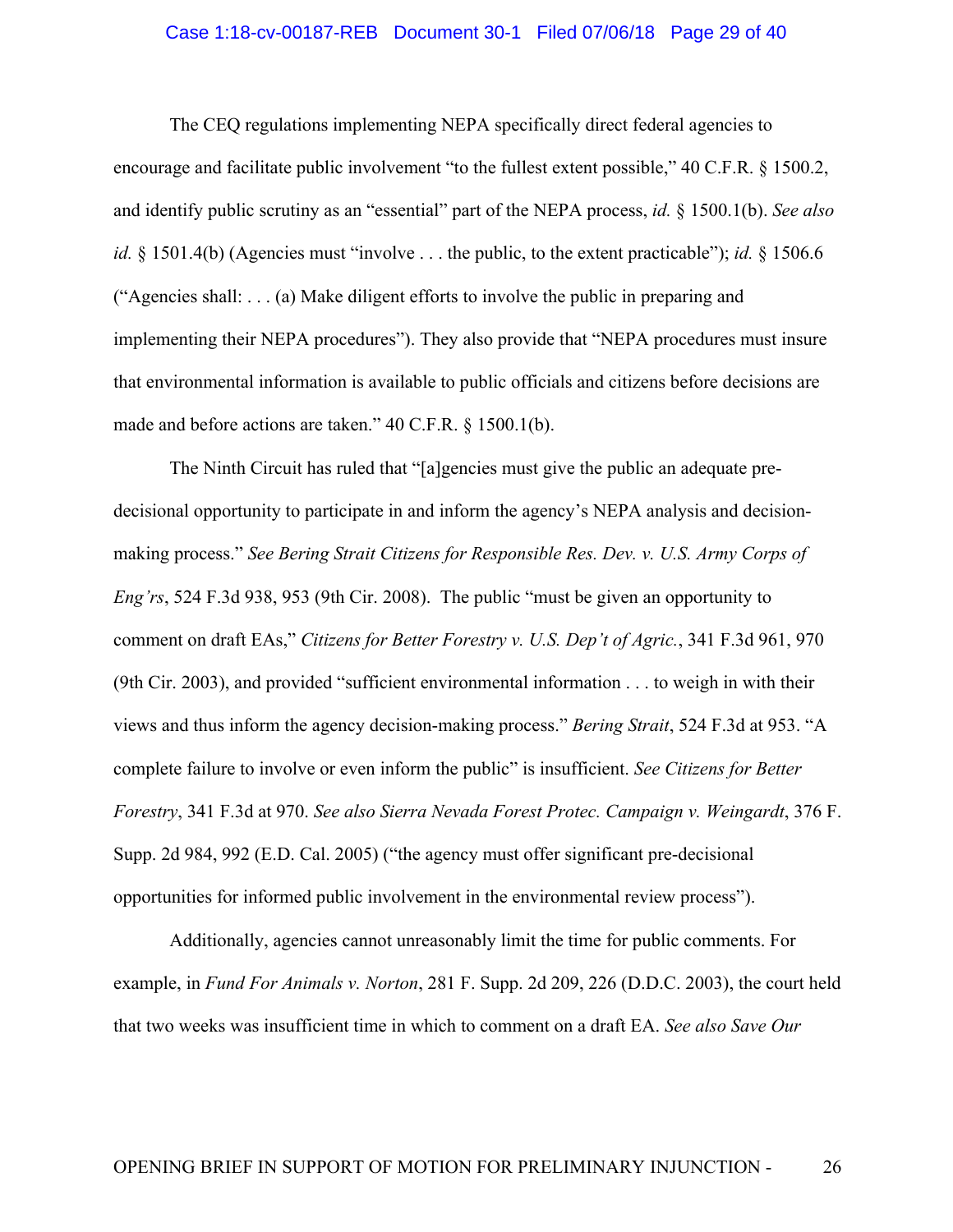The CEQ regulations implementing NEPA specifically direct federal agencies to encourage and facilitate public involvement "to the fullest extent possible," 40 C.F.R. § 1500.2, and identify public scrutiny as an "essential" part of the NEPA process, *id.* § 1500.1(b). *See also id.* § 1501.4(b) (Agencies must "involve . . . the public, to the extent practicable"); *id.* § 1506.6 ("Agencies shall: . . . (a) Make diligent efforts to involve the public in preparing and implementing their NEPA procedures"). They also provide that "NEPA procedures must insure that environmental information is available to public officials and citizens before decisions are made and before actions are taken." 40 C.F.R. § 1500.1(b).

The Ninth Circuit has ruled that "[a]gencies must give the public an adequate pre-decisional opportunity to participate in and inform the agency's NEPA analysis and decision-making process." *See Bering Strait Citizens for Responsible Res. Dev. v. U.S. Army Corps of Eng'rs*, 524 F.3d 938, 953 (9th Cir. 2008). The public "must be given an opportunity to comment on draft EAs," *Citizens for Better Forestry v. U.S. Dep't of Agric.*, 341 F.3d 961, 970 (9th Cir. 2003), and provided "sufficient environmental information . . . to weigh in with their views and thus inform the agency decision-making process." *Bering Strait*, 524 F.3d at 953. "A complete failure to involve or even inform the public" is insufficient. *See Citizens for Better Forestry*, 341 F.3d at 970. *See also Sierra Nevada Forest Protec. Campaign v. Weingardt*, 376 F. Supp. 2d 984, 992 (E.D. Cal. 2005) ("the agency must offer significant pre-decisional opportunities for informed public involvement in the environmental review process").

Additionally, agencies cannot unreasonably limit the time for public comments. For example, in *Fund For Animals v. Norton*, 281 F. Supp. 2d 209, 226 (D.D.C. 2003), the court held that two weeks was insufficient time in which to comment on a draft EA. *See also Save Our*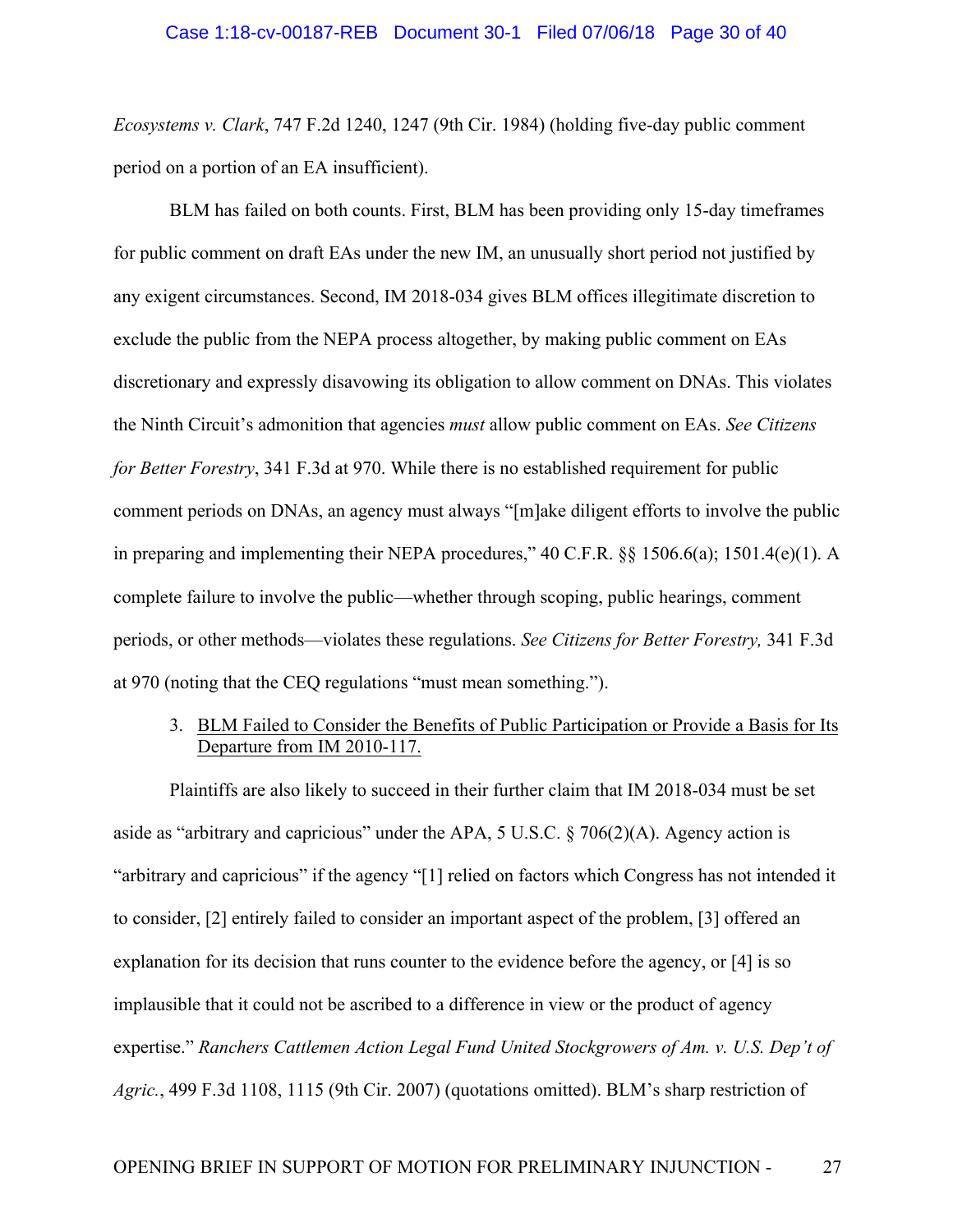*Ecosystems v. Clark*, 747 F.2d 1240, 1247 (9th Cir. 1984) (holding five-day public comment period on a portion of an EA insufficient).

BLM has failed on both counts. First, BLM has been providing only 15-day timeframes for public comment on draft EAs under the new IM, an unusually short period not justified by any exigent circumstances. Second, IM 2018-034 gives BLM offices illegitimate discretion to exclude the public from the NEPA process altogether, by making public comment on EAs discretionary and expressly disavowing its obligation to allow comment on DNAs. This violates the Ninth Circuit's admonition that agencies *must* allow public comment on EAs. *See Citizens for Better Forestry*, 341 F.3d at 970. While there is no established requirement for public comment periods on DNAs, an agency must always "[m]ake diligent efforts to involve the public in preparing and implementing their NEPA procedures," 40 C.F.R. §§ 1506.6(a); 1501.4(e)(1). A complete failure to involve the public—whether through scoping, public hearings, comment periods, or other methods—violates these regulations. *See Citizens for Better Forestry,* 341 F.3d at 970 (noting that the CEQ regulations "must mean something.").

3. <u>BLM Failed to Consider the Benefits of Public Participation or Provide a Basis for Its Departure from IM 2010-117.</u>

Plaintiffs are also likely to succeed in their further claim that IM 2018-034 must be set aside as "arbitrary and capricious" under the APA, 5 U.S.C. § 706(2)(A). Agency action is "arbitrary and capricious" if the agency "[1] relied on factors which Congress has not intended it to consider, [2] entirely failed to consider an important aspect of the problem, [3] offered an explanation for its decision that runs counter to the evidence before the agency, or [4] is so implausible that it could not be ascribed to a difference in view or the product of agency expertise." *Ranchers Cattlemen Action Legal Fund United Stockgrowers of Am. v. U.S. Dep't of Agric.*, 499 F.3d 1108, 1115 (9th Cir. 2007) (quotations omitted). BLM's sharp restriction of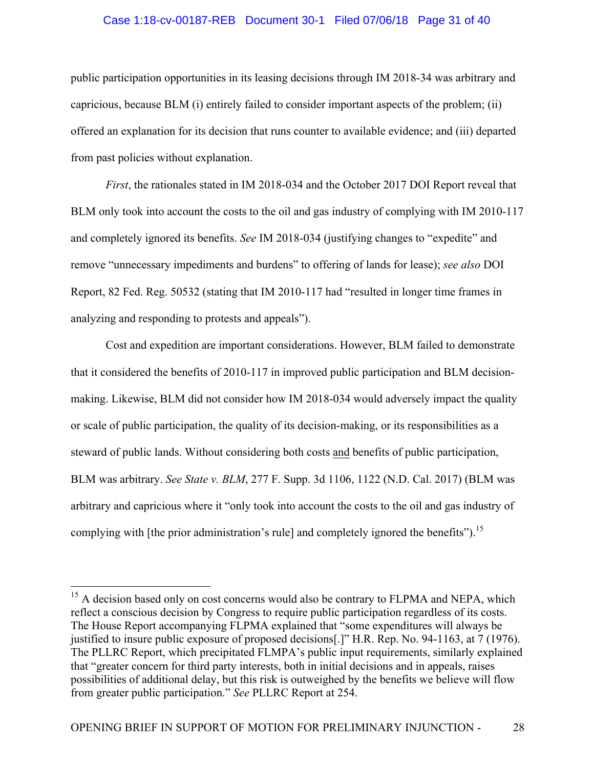public participation opportunities in its leasing decisions through IM 2018-34 was arbitrary and capricious, because BLM (i) entirely failed to consider important aspects of the problem; (ii) offered an explanation for its decision that runs counter to available evidence; and (iii) departed from past policies without explanation.

*First*, the rationales stated in IM 2018-034 and the October 2017 DOI Report reveal that BLM only took into account the costs to the oil and gas industry of complying with IM 2010-117 and completely ignored its benefits. *See* IM 2018-034 (justifying changes to "expedite" and remove "unnecessary impediments and burdens" to offering of lands for lease); *see also* DOI Report, 82 Fed. Reg. 50532 (stating that IM 2010-117 had "resulted in longer time frames in analyzing and responding to protests and appeals").

Cost and expedition are important considerations. However, BLM failed to demonstrate that it considered the benefits of 2010-117 in improved public participation and BLM decision-making. Likewise, BLM did not consider how IM 2018-034 would adversely impact the quality or scale of public participation, the quality of its decision-making, or its responsibilities as a steward of public lands. Without considering both costs <u>and</u> benefits of public participation, BLM was arbitrary. *See State v. BLM*, 277 F. Supp. 3d 1106, 1122 (N.D. Cal. 2017) (BLM was arbitrary and capricious where it "only took into account the costs to the oil and gas industry of complying with [the prior administration's rule] and completely ignored the benefits").[15]

---

[15] A decision based only on cost concerns would also be contrary to FLPMA and NEPA, which reflect a conscious decision by Congress to require public participation regardless of its costs. The House Report accompanying FLPMA explained that "some expenditures will always be justified to insure public exposure of proposed decisions[.]" H.R. Rep. No. 94-1163, at 7 (1976). The PLLRC Report, which precipitated FLMPA's public input requirements, similarly explained that "greater concern for third party interests, both in initial decisions and in appeals, raises possibilities of additional delay, but this risk is outweighed by the benefits we believe will flow from greater public participation." *See* PLLRC Report at 254.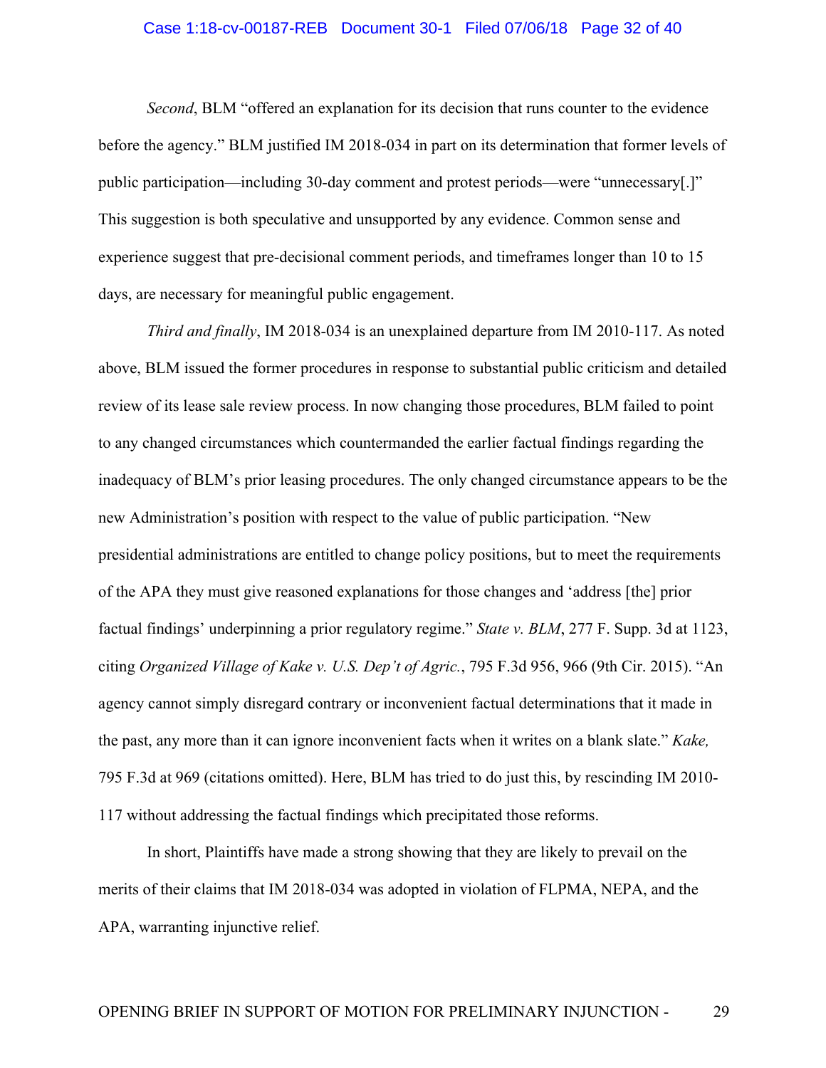*Second*, BLM "offered an explanation for its decision that runs counter to the evidence before the agency." BLM justified IM 2018-034 in part on its determination that former levels of public participation—including 30-day comment and protest periods—were "unnecessary[.]" This suggestion is both speculative and unsupported by any evidence. Common sense and experience suggest that pre-decisional comment periods, and timeframes longer than 10 to 15 days, are necessary for meaningful public engagement.

*Third and finally*, IM 2018-034 is an unexplained departure from IM 2010-117. As noted above, BLM issued the former procedures in response to substantial public criticism and detailed review of its lease sale review process. In now changing those procedures, BLM failed to point to any changed circumstances which countermanded the earlier factual findings regarding the inadequacy of BLM's prior leasing procedures. The only changed circumstance appears to be the new Administration's position with respect to the value of public participation. "New presidential administrations are entitled to change policy positions, but to meet the requirements of the APA they must give reasoned explanations for those changes and 'address [the] prior factual findings' underpinning a prior regulatory regime." *State v. BLM*, 277 F. Supp. 3d at 1123, citing *Organized Village of Kake v. U.S. Dep't of Agric.*, 795 F.3d 956, 966 (9th Cir. 2015). "An agency cannot simply disregard contrary or inconvenient factual determinations that it made in the past, any more than it can ignore inconvenient facts when it writes on a blank slate." *Kake,* 795 F.3d at 969 (citations omitted). Here, BLM has tried to do just this, by rescinding IM 2010-117 without addressing the factual findings which precipitated those reforms.

In short, Plaintiffs have made a strong showing that they are likely to prevail on the merits of their claims that IM 2018-034 was adopted in violation of FLPMA, NEPA, and the APA, warranting injunctive relief.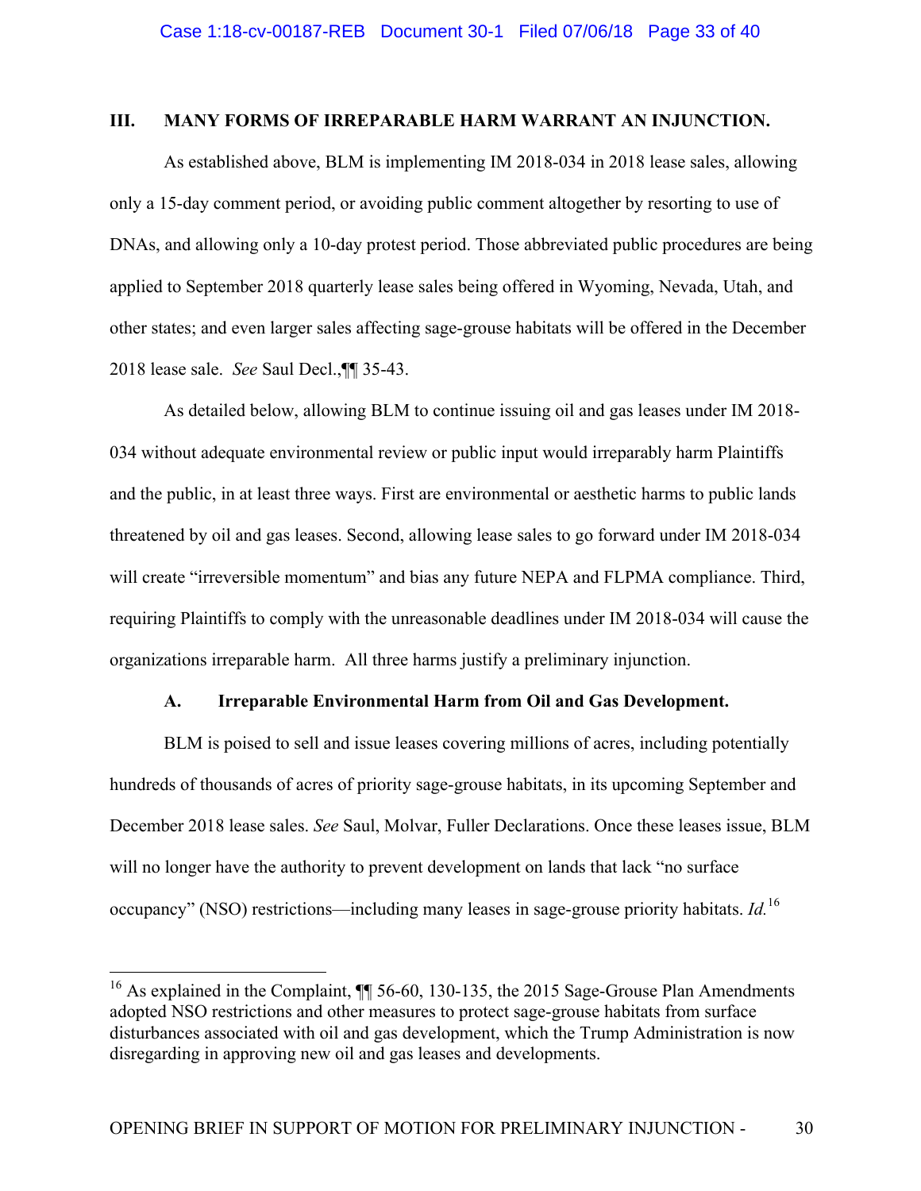## III. MANY FORMS OF IRREPARABLE HARM WARRANT AN INJUNCTION.

As established above, BLM is implementing IM 2018-034 in 2018 lease sales, allowing only a 15-day comment period, or avoiding public comment altogether by resorting to use of DNAs, and allowing only a 10-day protest period. Those abbreviated public procedures are being applied to September 2018 quarterly lease sales being offered in Wyoming, Nevada, Utah, and other states; and even larger sales affecting sage-grouse habitats will be offered in the December 2018 lease sale. *See* Saul Decl.,¶¶ 35-43.

As detailed below, allowing BLM to continue issuing oil and gas leases under IM 2018-034 without adequate environmental review or public input would irreparably harm Plaintiffs and the public, in at least three ways. First are environmental or aesthetic harms to public lands threatened by oil and gas leases. Second, allowing lease sales to go forward under IM 2018-034 will create "irreversible momentum" and bias any future NEPA and FLPMA compliance. Third, requiring Plaintiffs to comply with the unreasonable deadlines under IM 2018-034 will cause the organizations irreparable harm. All three harms justify a preliminary injunction.

### A. Irreparable Environmental Harm from Oil and Gas Development.

BLM is poised to sell and issue leases covering millions of acres, including potentially hundreds of thousands of acres of priority sage-grouse habitats, in its upcoming September and December 2018 lease sales. *See* Saul, Molvar, Fuller Declarations. Once these leases issue, BLM will no longer have the authority to prevent development on lands that lack "no surface occupancy" (NSO) restrictions—including many leases in sage-grouse priority habitats. *Id.*[16]

---

[16] As explained in the Complaint, ¶¶ 56-60, 130-135, the 2015 Sage-Grouse Plan Amendments adopted NSO restrictions and other measures to protect sage-grouse habitats from surface disturbances associated with oil and gas development, which the Trump Administration is now disregarding in approving new oil and gas leases and developments.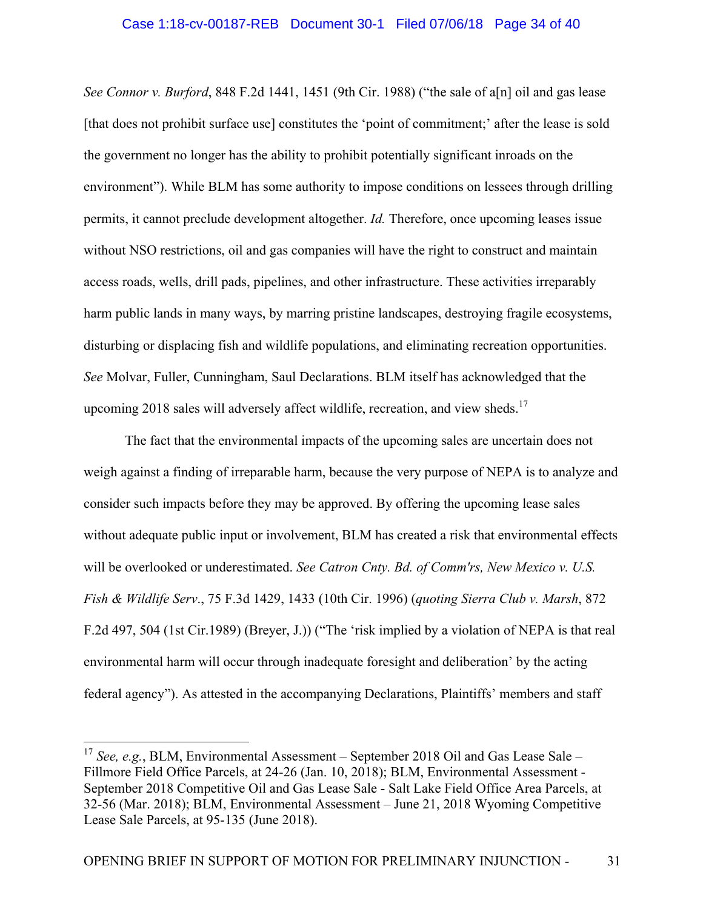*See Connor v. Burford*, 848 F.2d 1441, 1451 (9th Cir. 1988) ("the sale of a[n] oil and gas lease [that does not prohibit surface use] constitutes the 'point of commitment;' after the lease is sold the government no longer has the ability to prohibit potentially significant inroads on the environment"). While BLM has some authority to impose conditions on lessees through drilling permits, it cannot preclude development altogether. *Id.* Therefore, once upcoming leases issue without NSO restrictions, oil and gas companies will have the right to construct and maintain access roads, wells, drill pads, pipelines, and other infrastructure. These activities irreparably harm public lands in many ways, by marring pristine landscapes, destroying fragile ecosystems, disturbing or displacing fish and wildlife populations, and eliminating recreation opportunities. *See* Molvar, Fuller, Cunningham, Saul Declarations. BLM itself has acknowledged that the upcoming 2018 sales will adversely affect wildlife, recreation, and view sheds.[17]

The fact that the environmental impacts of the upcoming sales are uncertain does not weigh against a finding of irreparable harm, because the very purpose of NEPA is to analyze and consider such impacts before they may be approved. By offering the upcoming lease sales without adequate public input or involvement, BLM has created a risk that environmental effects will be overlooked or underestimated. *See Catron Cnty. Bd. of Comm'rs, New Mexico v. U.S. Fish & Wildlife Serv.*, 75 F.3d 1429, 1433 (10th Cir. 1996) (*quoting Sierra Club v. Marsh*, 872 F.2d 497, 504 (1st Cir.1989) (Breyer, J.)) ("The 'risk implied by a violation of NEPA is that real environmental harm will occur through inadequate foresight and deliberation' by the acting federal agency"). As attested in the accompanying Declarations, Plaintiffs' members and staff

---

[17] *See, e.g.*, BLM, Environmental Assessment – September 2018 Oil and Gas Lease Sale – Fillmore Field Office Parcels, at 24-26 (Jan. 10, 2018); BLM, Environmental Assessment - September 2018 Competitive Oil and Gas Lease Sale - Salt Lake Field Office Area Parcels, at 32-56 (Mar. 2018); BLM, Environmental Assessment – June 21, 2018 Wyoming Competitive Lease Sale Parcels, at 95-135 (June 2018).

OPENING BRIEF IN SUPPORT OF MOTION FOR PRELIMINARY INJUNCTION -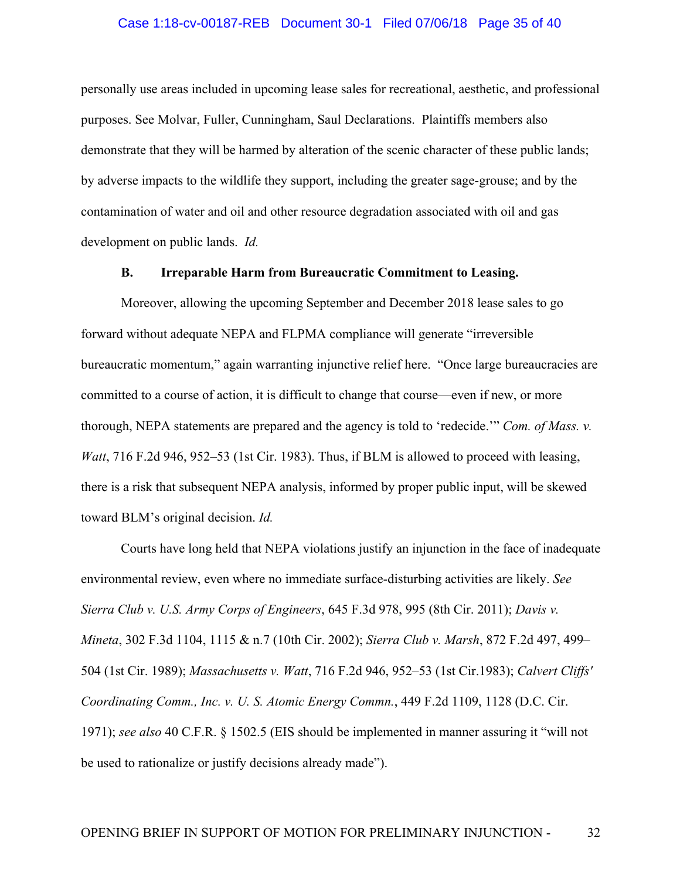personally use areas included in upcoming lease sales for recreational, aesthetic, and professional purposes. See Molvar, Fuller, Cunningham, Saul Declarations. Plaintiffs members also demonstrate that they will be harmed by alteration of the scenic character of these public lands; by adverse impacts to the wildlife they support, including the greater sage-grouse; and by the contamination of water and oil and other resource degradation associated with oil and gas development on public lands. *Id.*

### B. Irreparable Harm from Bureaucratic Commitment to Leasing.

Moreover, allowing the upcoming September and December 2018 lease sales to go forward without adequate NEPA and FLPMA compliance will generate "irreversible bureaucratic momentum," again warranting injunctive relief here. "Once large bureaucracies are committed to a course of action, it is difficult to change that course—even if new, or more thorough, NEPA statements are prepared and the agency is told to 'redecide.'" *Com. of Mass. v. Watt*, 716 F.2d 946, 952–53 (1st Cir. 1983). Thus, if BLM is allowed to proceed with leasing, there is a risk that subsequent NEPA analysis, informed by proper public input, will be skewed toward BLM's original decision. *Id.*

Courts have long held that NEPA violations justify an injunction in the face of inadequate environmental review, even where no immediate surface-disturbing activities are likely. *See Sierra Club v. U.S. Army Corps of Engineers*, 645 F.3d 978, 995 (8th Cir. 2011); *Davis v. Mineta*, 302 F.3d 1104, 1115 & n.7 (10th Cir. 2002); *Sierra Club v. Marsh*, 872 F.2d 497, 499–504 (1st Cir. 1989); *Massachusetts v. Watt*, 716 F.2d 946, 952–53 (1st Cir.1983); *Calvert Cliffs' Coordinating Comm., Inc. v. U. S. Atomic Energy Commn.*, 449 F.2d 1109, 1128 (D.C. Cir. 1971); *see also* 40 C.F.R. § 1502.5 (EIS should be implemented in manner assuring it "will not be used to rationalize or justify decisions already made").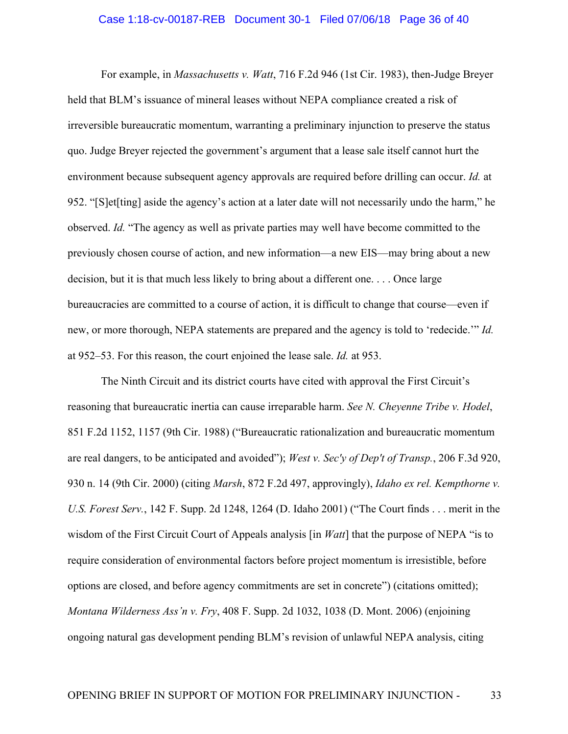For example, in *Massachusetts v. Watt*, 716 F.2d 946 (1st Cir. 1983), then-Judge Breyer held that BLM's issuance of mineral leases without NEPA compliance created a risk of irreversible bureaucratic momentum, warranting a preliminary injunction to preserve the status quo. Judge Breyer rejected the government's argument that a lease sale itself cannot hurt the environment because subsequent agency approvals are required before drilling can occur. *Id.* at 952. "[S]et[ting] aside the agency's action at a later date will not necessarily undo the harm," he observed. *Id.* "The agency as well as private parties may well have become committed to the previously chosen course of action, and new information—a new EIS—may bring about a new decision, but it is that much less likely to bring about a different one. . . . Once large bureaucracies are committed to a course of action, it is difficult to change that course—even if new, or more thorough, NEPA statements are prepared and the agency is told to 'redecide.'" *Id.* at 952–53. For this reason, the court enjoined the lease sale. *Id.* at 953.

The Ninth Circuit and its district courts have cited with approval the First Circuit's reasoning that bureaucratic inertia can cause irreparable harm. *See N. Cheyenne Tribe v. Hodel*, 851 F.2d 1152, 1157 (9th Cir. 1988) ("Bureaucratic rationalization and bureaucratic momentum are real dangers, to be anticipated and avoided"); *West v. Sec'y of Dep't of Transp.*, 206 F.3d 920, 930 n. 14 (9th Cir. 2000) (citing *Marsh*, 872 F.2d 497, approvingly), *Idaho ex rel. Kempthorne v. U.S. Forest Serv.*, 142 F. Supp. 2d 1248, 1264 (D. Idaho 2001) ("The Court finds . . . merit in the wisdom of the First Circuit Court of Appeals analysis [in *Watt*] that the purpose of NEPA "is to require consideration of environmental factors before project momentum is irresistible, before options are closed, and before agency commitments are set in concrete") (citations omitted); *Montana Wilderness Ass'n v. Fry*, 408 F. Supp. 2d 1032, 1038 (D. Mont. 2006) (enjoining ongoing natural gas development pending BLM's revision of unlawful NEPA analysis, citing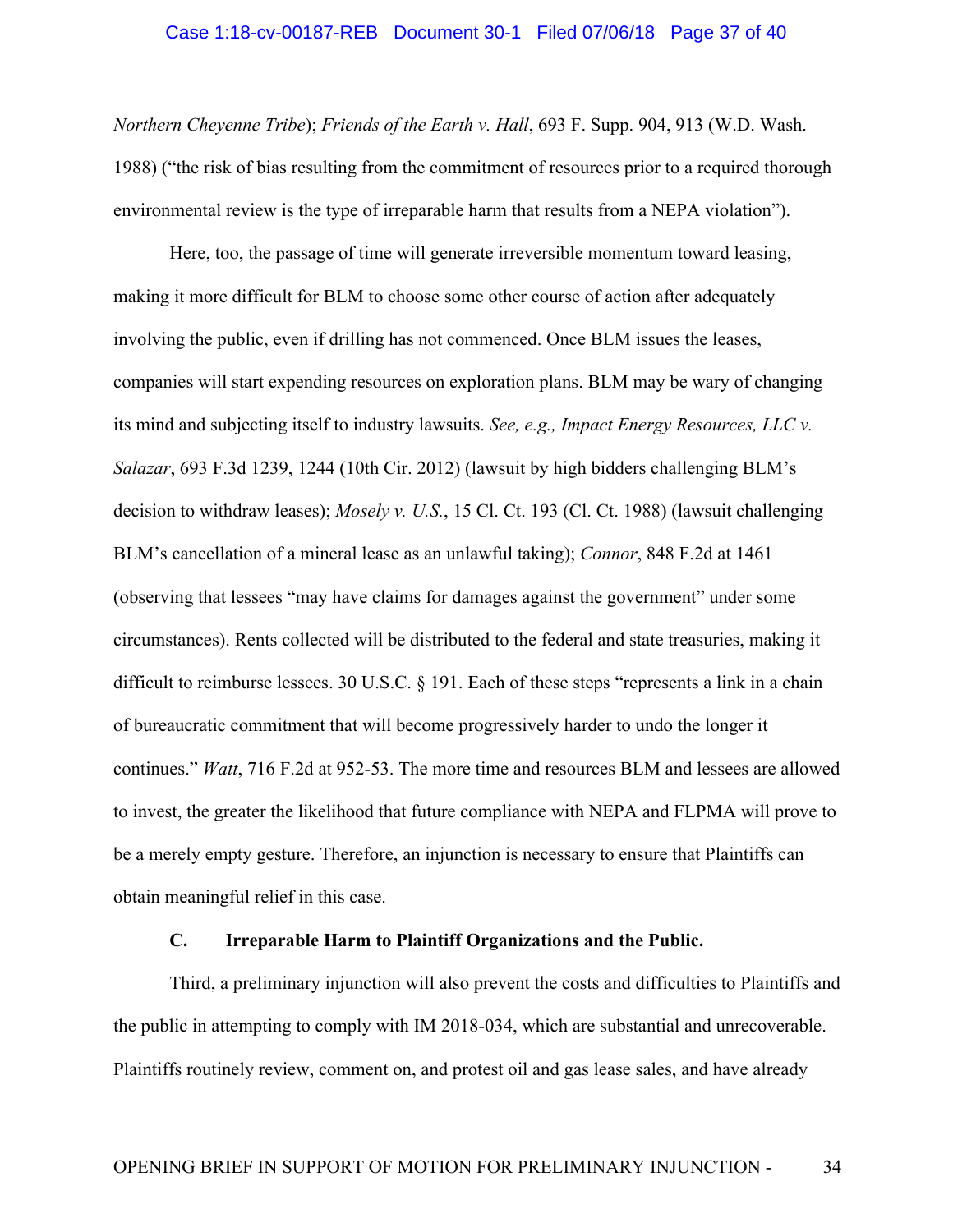*Northern Cheyenne Tribe*); *Friends of the Earth v. Hall*, 693 F. Supp. 904, 913 (W.D. Wash. 1988) ("the risk of bias resulting from the commitment of resources prior to a required thorough environmental review is the type of irreparable harm that results from a NEPA violation").

Here, too, the passage of time will generate irreversible momentum toward leasing, making it more difficult for BLM to choose some other course of action after adequately involving the public, even if drilling has not commenced. Once BLM issues the leases, companies will start expending resources on exploration plans. BLM may be wary of changing its mind and subjecting itself to industry lawsuits. *See, e.g., Impact Energy Resources, LLC v. Salazar*, 693 F.3d 1239, 1244 (10th Cir. 2012) (lawsuit by high bidders challenging BLM's decision to withdraw leases); *Mosely v. U.S.*, 15 Cl. Ct. 193 (Cl. Ct. 1988) (lawsuit challenging BLM's cancellation of a mineral lease as an unlawful taking); *Connor*, 848 F.2d at 1461 (observing that lessees "may have claims for damages against the government" under some circumstances). Rents collected will be distributed to the federal and state treasuries, making it difficult to reimburse lessees. 30 U.S.C. § 191. Each of these steps "represents a link in a chain of bureaucratic commitment that will become progressively harder to undo the longer it continues." *Watt*, 716 F.2d at 952-53. The more time and resources BLM and lessees are allowed to invest, the greater the likelihood that future compliance with NEPA and FLPMA will prove to be a merely empty gesture. Therefore, an injunction is necessary to ensure that Plaintiffs can obtain meaningful relief in this case.

### C. Irreparable Harm to Plaintiff Organizations and the Public.

Third, a preliminary injunction will also prevent the costs and difficulties to Plaintiffs and the public in attempting to comply with IM 2018-034, which are substantial and unrecoverable. Plaintiffs routinely review, comment on, and protest oil and gas lease sales, and have already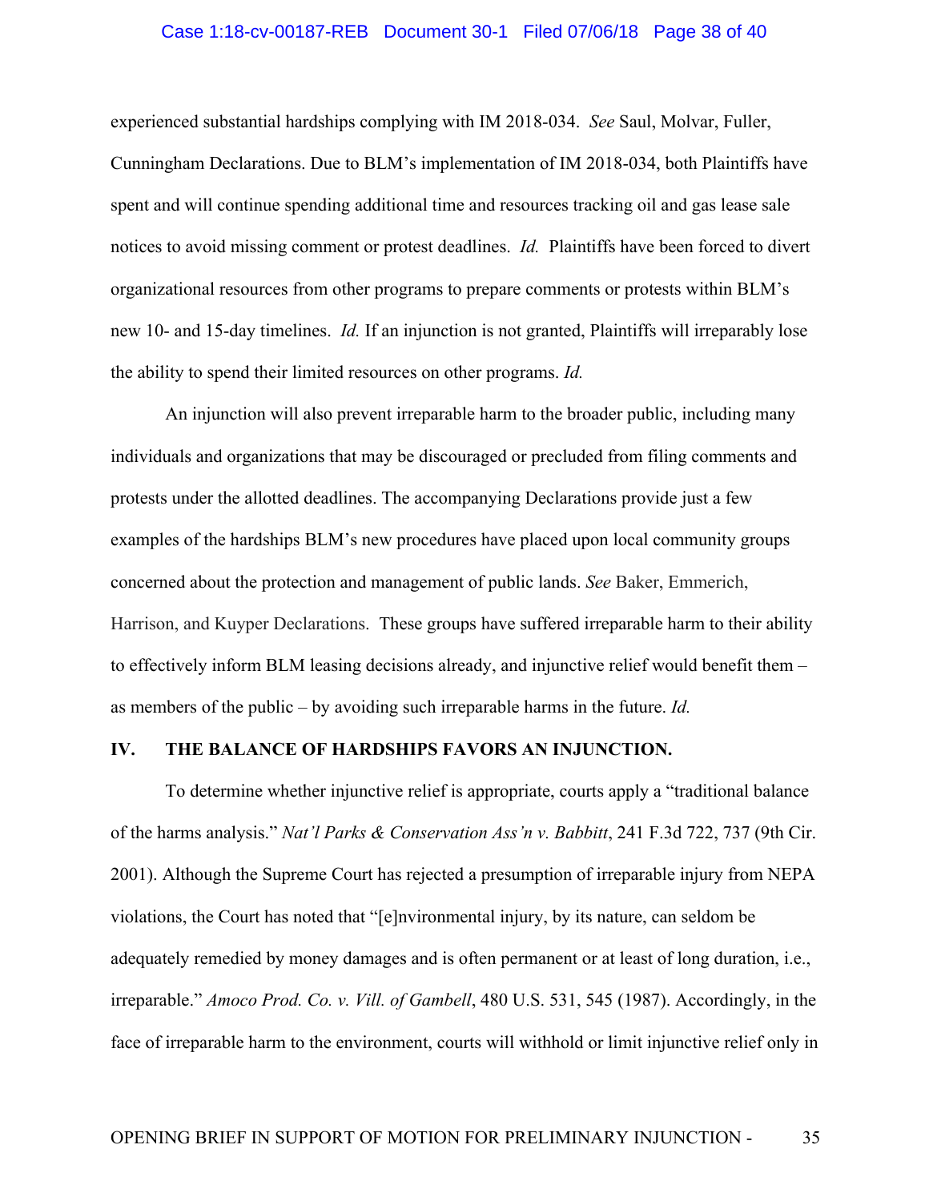experienced substantial hardships complying with IM 2018-034. *See* Saul, Molvar, Fuller, Cunningham Declarations. Due to BLM's implementation of IM 2018-034, both Plaintiffs have spent and will continue spending additional time and resources tracking oil and gas lease sale notices to avoid missing comment or protest deadlines. *Id.* Plaintiffs have been forced to divert organizational resources from other programs to prepare comments or protests within BLM's new 10- and 15-day timelines. *Id.* If an injunction is not granted, Plaintiffs will irreparably lose the ability to spend their limited resources on other programs. *Id.*

An injunction will also prevent irreparable harm to the broader public, including many individuals and organizations that may be discouraged or precluded from filing comments and protests under the allotted deadlines. The accompanying Declarations provide just a few examples of the hardships BLM's new procedures have placed upon local community groups concerned about the protection and management of public lands. *See* Baker, Emmerich, Harrison, and Kuyper Declarations. These groups have suffered irreparable harm to their ability to effectively inform BLM leasing decisions already, and injunctive relief would benefit them – as members of the public – by avoiding such irreparable harms in the future. *Id.*

## IV. THE BALANCE OF HARDSHIPS FAVORS AN INJUNCTION.

To determine whether injunctive relief is appropriate, courts apply a "traditional balance of the harms analysis." *Nat'l Parks & Conservation Ass'n v. Babbitt*, 241 F.3d 722, 737 (9th Cir. 2001). Although the Supreme Court has rejected a presumption of irreparable injury from NEPA violations, the Court has noted that "[e]nvironmental injury, by its nature, can seldom be adequately remedied by money damages and is often permanent or at least of long duration, i.e., irreparable." *Amoco Prod. Co. v. Vill. of Gambell*, 480 U.S. 531, 545 (1987). Accordingly, in the face of irreparable harm to the environment, courts will withhold or limit injunctive relief only in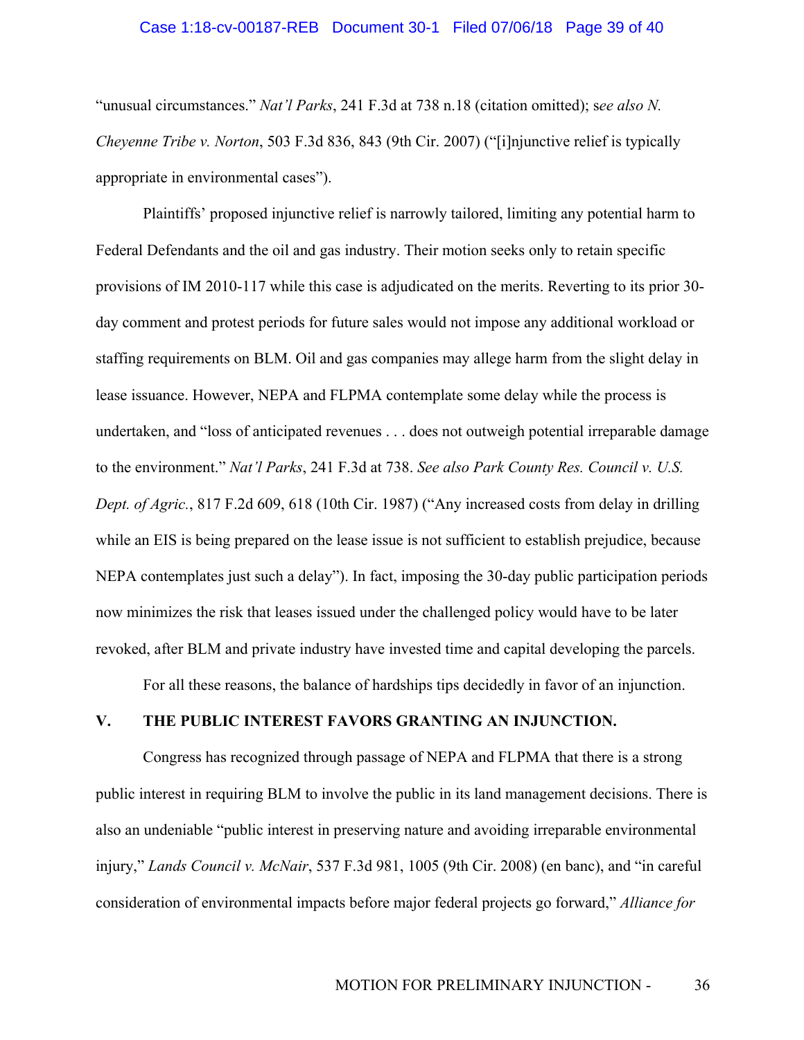"unusual circumstances." *Nat'l Parks*, 241 F.3d at 738 n.18 (citation omitted); s*ee also N. Cheyenne Tribe v. Norton*, 503 F.3d 836, 843 (9th Cir. 2007) ("[i]njunctive relief is typically appropriate in environmental cases").

Plaintiffs' proposed injunctive relief is narrowly tailored, limiting any potential harm to Federal Defendants and the oil and gas industry. Their motion seeks only to retain specific provisions of IM 2010-117 while this case is adjudicated on the merits. Reverting to its prior 30-day comment and protest periods for future sales would not impose any additional workload or staffing requirements on BLM. Oil and gas companies may allege harm from the slight delay in lease issuance. However, NEPA and FLPMA contemplate some delay while the process is undertaken, and "loss of anticipated revenues . . . does not outweigh potential irreparable damage to the environment." *Nat'l Parks*, 241 F.3d at 738. *See also Park County Res. Council v. U.S. Dept. of Agric.*, 817 F.2d 609, 618 (10th Cir. 1987) ("Any increased costs from delay in drilling while an EIS is being prepared on the lease issue is not sufficient to establish prejudice, because NEPA contemplates just such a delay"). In fact, imposing the 30-day public participation periods now minimizes the risk that leases issued under the challenged policy would have to be later revoked, after BLM and private industry have invested time and capital developing the parcels.

For all these reasons, the balance of hardships tips decidedly in favor of an injunction.

## V. THE PUBLIC INTEREST FAVORS GRANTING AN INJUNCTION.

Congress has recognized through passage of NEPA and FLPMA that there is a strong public interest in requiring BLM to involve the public in its land management decisions. There is also an undeniable "public interest in preserving nature and avoiding irreparable environmental injury," *Lands Council v. McNair*, 537 F.3d 981, 1005 (9th Cir. 2008) (en banc), and "in careful consideration of environmental impacts before major federal projects go forward," *Alliance for*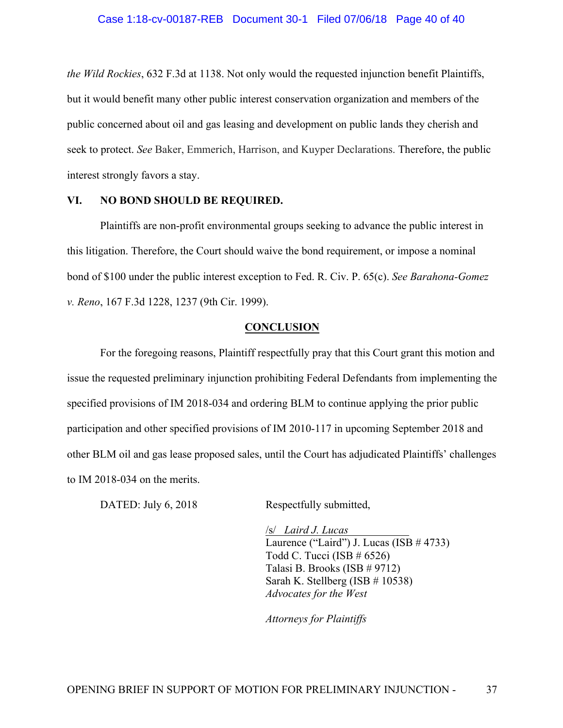*the Wild Rockies*, 632 F.3d at 1138. Not only would the requested injunction benefit Plaintiffs, but it would benefit many other public interest conservation organization and members of the public concerned about oil and gas leasing and development on public lands they cherish and seek to protect. *See* Baker, Emmerich, Harrison, and Kuyper Declarations. Therefore, the public interest strongly favors a stay.

## VI. NO BOND SHOULD BE REQUIRED.

Plaintiffs are non-profit environmental groups seeking to advance the public interest in this litigation. Therefore, the Court should waive the bond requirement, or impose a nominal bond of $100 under the public interest exception to Fed. R. Civ. P. 65(c). *See Barahona-Gomez v. Reno*, 167 F.3d 1228, 1237 (9th Cir. 1999).

## CONCLUSION

For the foregoing reasons, Plaintiff respectfully pray that this Court grant this motion and issue the requested preliminary injunction prohibiting Federal Defendants from implementing the specified provisions of IM 2018-034 and ordering BLM to continue applying the prior public participation and other specified provisions of IM 2010-117 in upcoming September 2018 and other BLM oil and gas lease proposed sales, until the Court has adjudicated Plaintiffs' challenges to IM 2018-034 on the merits.

DATED: July 6, 2018

Respectfully submitted,

/s/ *Laird J. Lucas*
Laurence ("Laird") J. Lucas (ISB # 4733)
Todd C. Tucci (ISB # 6526)
Talasi B. Brooks (ISB # 9712)
Sarah K. Stellberg (ISB # 10538)
*Advocates for the West*

*Attorneys for Plaintiffs*

OPENING BRIEF IN SUPPORT OF MOTION FOR PRELIMINARY INJUNCTION - 37